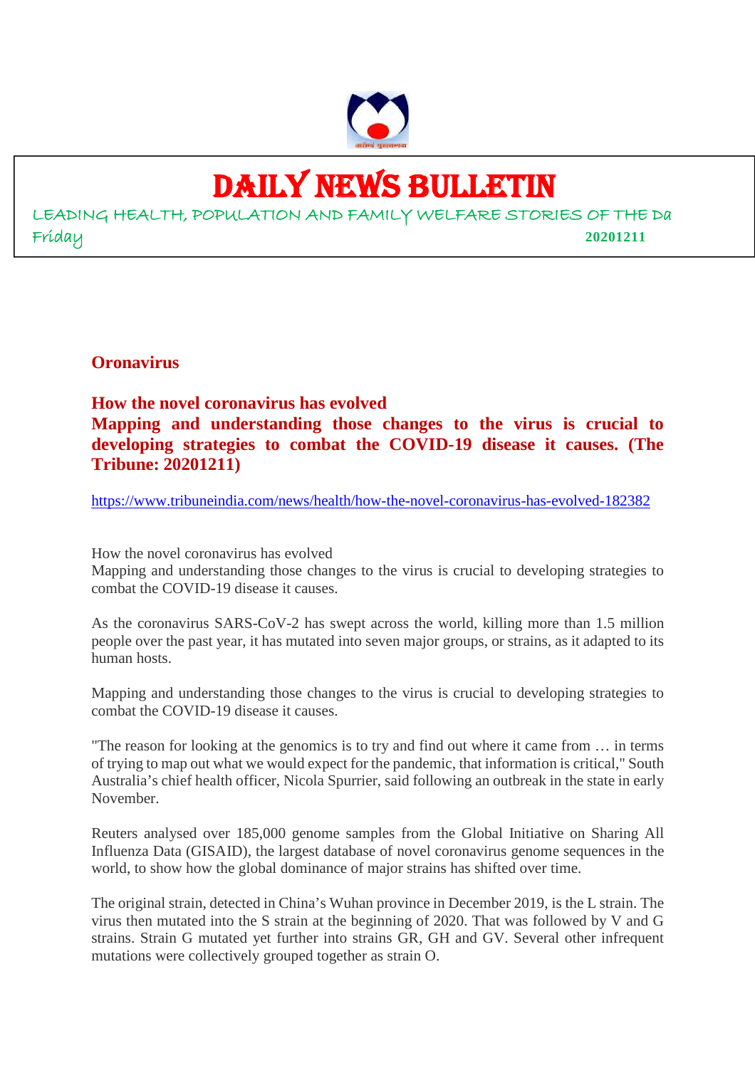# DAILY NEWS BULLETIN

LEADING HEALTH, POPULATION AND FAMILY WELFARE STORIES OF THE Da

Friday **20201211**

**Oronavirus**

**How the novel coronavirus has evolved**

**Mapping and understanding those changes to the virus is crucial to developing strategies to combat the COVID-19 disease it causes. (The Tribune: 20201211)**

https://www.tribuneindia.com/news/health/how-the-novel-coronavirus-has-evolved-182382

How the novel coronavirus has evolved

Mapping and understanding those changes to the virus is crucial to developing strategies to combat the COVID-19 disease it causes.

As the coronavirus SARS-CoV-2 has swept across the world, killing more than 1.5 million people over the past year, it has mutated into seven major groups, or strains, as it adapted to its human hosts.

Mapping and understanding those changes to the virus is crucial to developing strategies to combat the COVID-19 disease it causes.

"The reason for looking at the genomics is to try and find out where it came from … in terms of trying to map out what we would expect for the pandemic, that information is critical," South Australia's chief health officer, Nicola Spurrier, said following an outbreak in the state in early November.

Reuters analysed over 185,000 genome samples from the Global Initiative on Sharing All Influenza Data (GISAID), the largest database of novel coronavirus genome sequences in the world, to show how the global dominance of major strains has shifted over time.

The original strain, detected in China's Wuhan province in December 2019, is the L strain. The virus then mutated into the S strain at the beginning of 2020. That was followed by V and G strains. Strain G mutated yet further into strains GR, GH and GV. Several other infrequent mutations were collectively grouped together as strain O.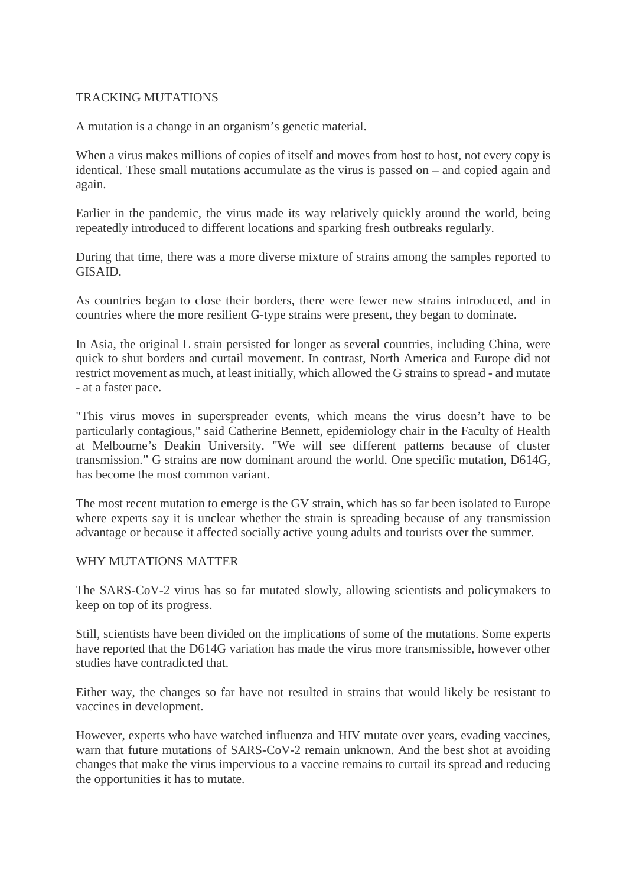## TRACKING MUTATIONS

A mutation is a change in an organism's genetic material.

When a virus makes millions of copies of itself and moves from host to host, not every copy is identical. These small mutations accumulate as the virus is passed on – and copied again and again.

Earlier in the pandemic, the virus made its way relatively quickly around the world, being repeatedly introduced to different locations and sparking fresh outbreaks regularly.

During that time, there was a more diverse mixture of strains among the samples reported to GISAID.

As countries began to close their borders, there were fewer new strains introduced, and in countries where the more resilient G-type strains were present, they began to dominate.

In Asia, the original L strain persisted for longer as several countries, including China, were quick to shut borders and curtail movement. In contrast, North America and Europe did not restrict movement as much, at least initially, which allowed the G strains to spread - and mutate - at a faster pace.

"This virus moves in superspreader events, which means the virus doesn't have to be particularly contagious," said Catherine Bennett, epidemiology chair in the Faculty of Health at Melbourne's Deakin University. "We will see different patterns because of cluster transmission." G strains are now dominant around the world. One specific mutation, D614G, has become the most common variant.

The most recent mutation to emerge is the GV strain, which has so far been isolated to Europe where experts say it is unclear whether the strain is spreading because of any transmission advantage or because it affected socially active young adults and tourists over the summer.

## WHY MUTATIONS MATTER

The SARS-CoV-2 virus has so far mutated slowly, allowing scientists and policymakers to keep on top of its progress.

Still, scientists have been divided on the implications of some of the mutations. Some experts have reported that the D614G variation has made the virus more transmissible, however other studies have contradicted that.

Either way, the changes so far have not resulted in strains that would likely be resistant to vaccines in development.

However, experts who have watched influenza and HIV mutate over years, evading vaccines, warn that future mutations of SARS-CoV-2 remain unknown. And the best shot at avoiding changes that make the virus impervious to a vaccine remains to curtail its spread and reducing the opportunities it has to mutate.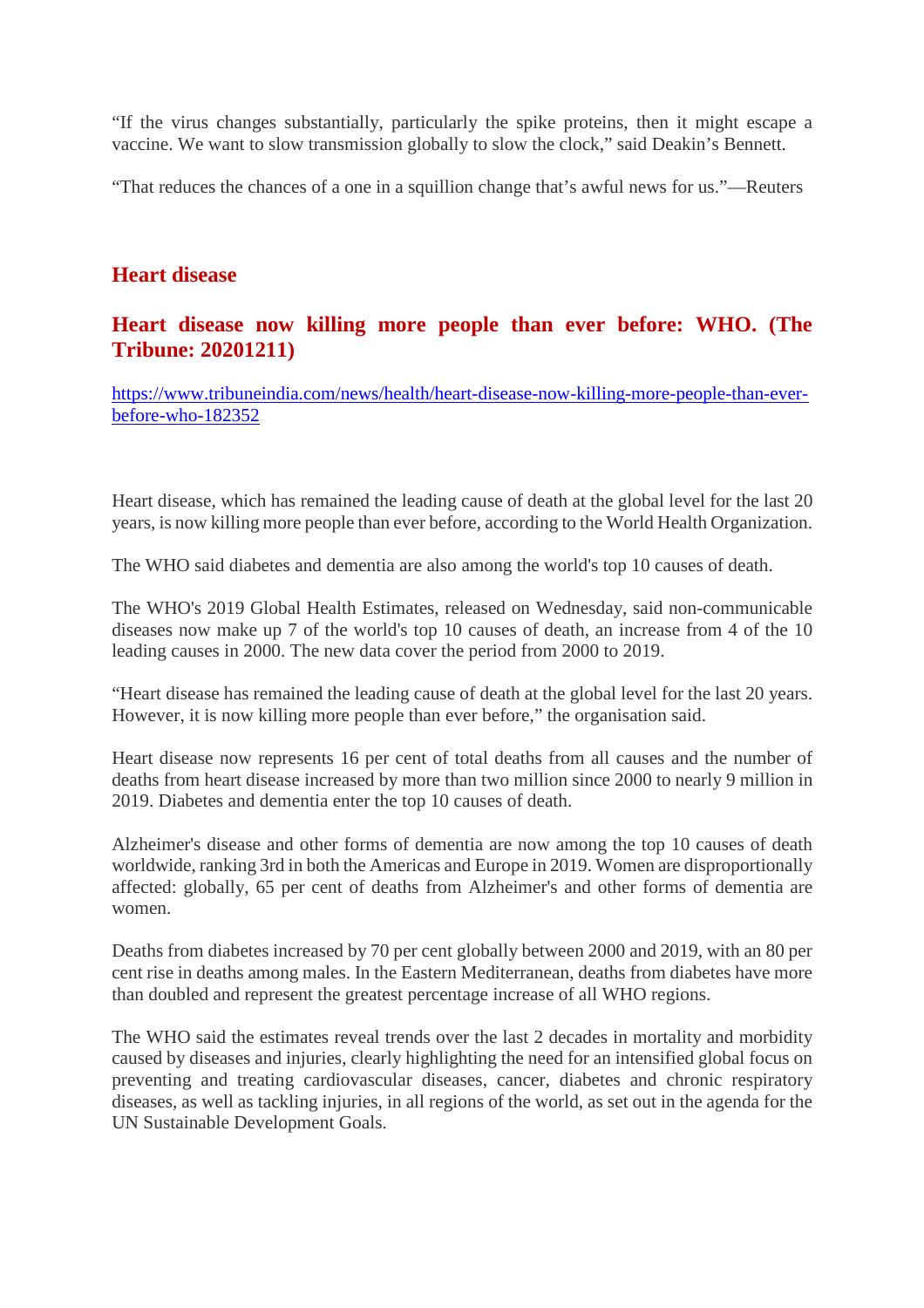"If the virus changes substantially, particularly the spike proteins, then it might escape a vaccine. We want to slow transmission globally to slow the clock," said Deakin's Bennett.

"That reduces the chances of a one in a squillion change that's awful news for us."—Reuters

## Heart disease

### Heart disease now killing more people than ever before: WHO. (The Tribune: 20201211)

https://www.tribuneindia.com/news/health/heart-disease-now-killing-more-people-than-ever-before-who-182352

Heart disease, which has remained the leading cause of death at the global level for the last 20 years, is now killing more people than ever before, according to the World Health Organization.

The WHO said diabetes and dementia are also among the world's top 10 causes of death.

The WHO's 2019 Global Health Estimates, released on Wednesday, said non-communicable diseases now make up 7 of the world's top 10 causes of death, an increase from 4 of the 10 leading causes in 2000. The new data cover the period from 2000 to 2019.

"Heart disease has remained the leading cause of death at the global level for the last 20 years. However, it is now killing more people than ever before," the organisation said.

Heart disease now represents 16 per cent of total deaths from all causes and the number of deaths from heart disease increased by more than two million since 2000 to nearly 9 million in 2019. Diabetes and dementia enter the top 10 causes of death.

Alzheimer's disease and other forms of dementia are now among the top 10 causes of death worldwide, ranking 3rd in both the Americas and Europe in 2019. Women are disproportionally affected: globally, 65 per cent of deaths from Alzheimer's and other forms of dementia are women.

Deaths from diabetes increased by 70 per cent globally between 2000 and 2019, with an 80 per cent rise in deaths among males. In the Eastern Mediterranean, deaths from diabetes have more than doubled and represent the greatest percentage increase of all WHO regions.

The WHO said the estimates reveal trends over the last 2 decades in mortality and morbidity caused by diseases and injuries, clearly highlighting the need for an intensified global focus on preventing and treating cardiovascular diseases, cancer, diabetes and chronic respiratory diseases, as well as tackling injuries, in all regions of the world, as set out in the agenda for the UN Sustainable Development Goals.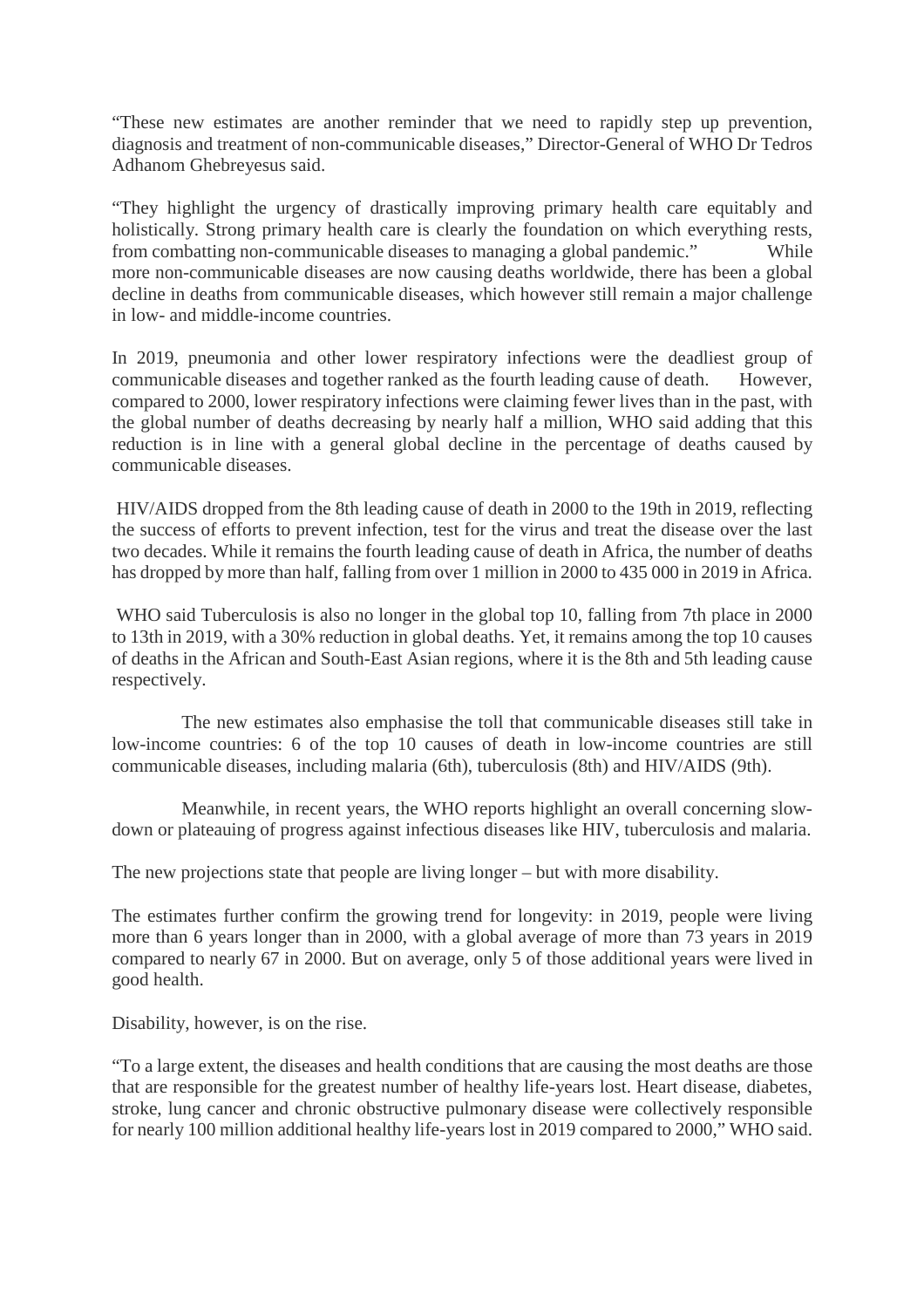"These new estimates are another reminder that we need to rapidly step up prevention, diagnosis and treatment of non-communicable diseases," Director-General of WHO Dr Tedros Adhanom Ghebreyesus said.

"They highlight the urgency of drastically improving primary health care equitably and holistically. Strong primary health care is clearly the foundation on which everything rests, from combatting non-communicable diseases to managing a global pandemic." While more non-communicable diseases are now causing deaths worldwide, there has been a global decline in deaths from communicable diseases, which however still remain a major challenge in low- and middle-income countries.

In 2019, pneumonia and other lower respiratory infections were the deadliest group of communicable diseases and together ranked as the fourth leading cause of death. However, compared to 2000, lower respiratory infections were claiming fewer lives than in the past, with the global number of deaths decreasing by nearly half a million, WHO said adding that this reduction is in line with a general global decline in the percentage of deaths caused by communicable diseases.

HIV/AIDS dropped from the 8th leading cause of death in 2000 to the 19th in 2019, reflecting the success of efforts to prevent infection, test for the virus and treat the disease over the last two decades. While it remains the fourth leading cause of death in Africa, the number of deaths has dropped by more than half, falling from over 1 million in 2000 to 435 000 in 2019 in Africa.

WHO said Tuberculosis is also no longer in the global top 10, falling from 7th place in 2000 to 13th in 2019, with a 30% reduction in global deaths. Yet, it remains among the top 10 causes of deaths in the African and South-East Asian regions, where it is the 8th and 5th leading cause respectively.

The new estimates also emphasise the toll that communicable diseases still take in low-income countries: 6 of the top 10 causes of death in low-income countries are still communicable diseases, including malaria (6th), tuberculosis (8th) and HIV/AIDS (9th).

Meanwhile, in recent years, the WHO reports highlight an overall concerning slow-down or plateauing of progress against infectious diseases like HIV, tuberculosis and malaria.

The new projections state that people are living longer – but with more disability.

The estimates further confirm the growing trend for longevity: in 2019, people were living more than 6 years longer than in 2000, with a global average of more than 73 years in 2019 compared to nearly 67 in 2000. But on average, only 5 of those additional years were lived in good health.

Disability, however, is on the rise.

"To a large extent, the diseases and health conditions that are causing the most deaths are those that are responsible for the greatest number of healthy life-years lost. Heart disease, diabetes, stroke, lung cancer and chronic obstructive pulmonary disease were collectively responsible for nearly 100 million additional healthy life-years lost in 2019 compared to 2000," WHO said.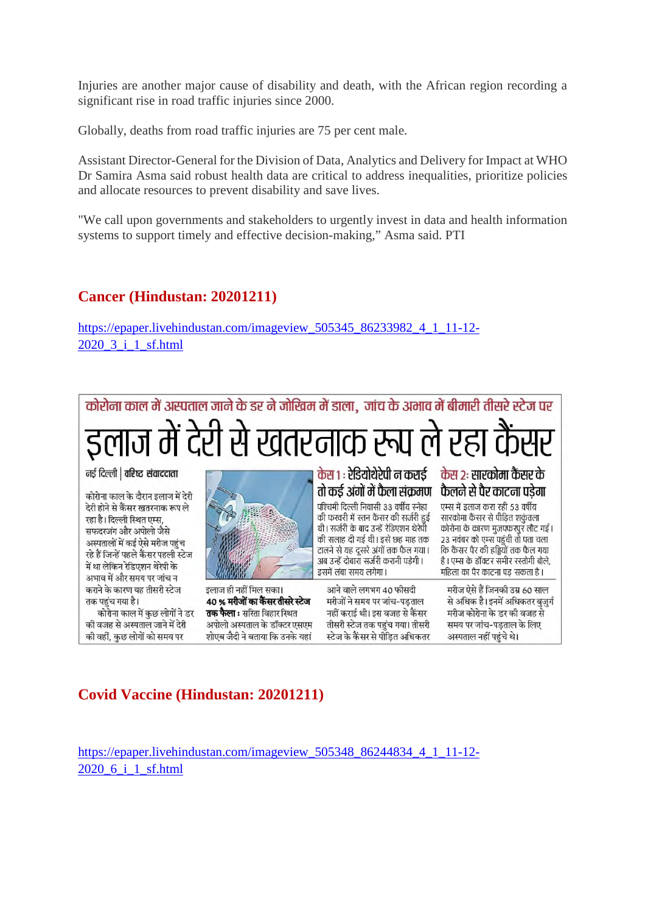Injuries are another major cause of disability and death, with the African region recording a significant rise in road traffic injuries since 2000.

Globally, deaths from road traffic injuries are 75 per cent male.

Assistant Director-General for the Division of Data, Analytics and Delivery for Impact at WHO Dr Samira Asma said robust health data are critical to address inequalities, prioritize policies and allocate resources to prevent disability and save lives.

"We call upon governments and stakeholders to urgently invest in data and health information systems to support timely and effective decision-making," Asma said. PTI

## Cancer (Hindustan: 20201211)

https://epaper.livehindustan.com/imageview_505345_86233982_4_1_11-12-2020_3_i_1_sf.html

कोरोना काल में अस्पताल जाने के डर ने जोखिम में डाला, जांच के अभाव में बीमारी तीसरे स्टेज पर

# इलाज में देरी से खतरनाक रूप ले रहा कैंसर

नई दिल्ली | वरिष्ठ संवाददाता

कोरोना काल के दौरान इलाज में देरी देरी होने से कैंसर खतरनाक रूप ले रहा है। दिल्ली स्थित एम्स, सफदरजंग और अपोलो जैसे अस्पतालों में कई ऐसे मरीज पहुंच रहे हैं जिन्हें पहले कैंसर पहली स्टेज में था लेकिन रेडिएशन थेरेपी के अभाव में और समय पर जांच न कराने के कारण यह तीसरी स्टेज तक पहुंच गया है।

कोरोना काल में कुछ लोगों ने डर की वजह से अस्पताल जाने में देरी की वहीं, कुछ लोगों को समय पर इलाज ही नहीं मिल सका।

**40 % मरीजों का कैंसर तीसरे स्टेज तक फैला :** सरिता विहार स्थित अपोलो अस्पताल के डॉक्टर एसएम शोएब जैदी ने बताया कि उनके यहां आने वाले लगभग 40 फीसदी मरीजों ने समय पर जांच-पड़ताल नहीं कराई थी। इस वजह से कैंसर तीसरी स्टेज तक पहुंच गया। तीसरी स्टेज के कैंसर से पीड़ित अधिकतर मरीज ऐसे हैं जिनकी उम्र 60 साल से अधिक है। इनमें अधिकतर बुजुर्ग मरीज कोरोना के डर की वजह से समय पर जांच-पड़ताल के लिए अस्पताल नहीं पहुंचे थे।

### केस 1 : रेडियोथेरेपी न कराई तो कई अंगों में फैला संक्रमण

पश्चिमी दिल्ली निवासी 33 वर्षीय स्नेहा की फरवरी में स्तन कैंसर की सर्जरी हुई थी। सर्जरी के बाद उन्हें रेडिएशन थेरेपी की सलाह दी गई थी। इसे छह माह तक टालने से यह दूसरे अंगों तक फैल गया। अब उन्हें दोबारा सर्जरी करानी पड़ेगी। इसमें लंबा समय लगेगा।

### केस 2: सारकोमा कैंसर के फैलने से पैर काटना पड़ेगा

एम्स में इलाज करा रही 53 वर्षीय सारकोमा कैंसर से पीड़ित शकुंतला कोरोना के कारण मुजफ्फरपुर लौट गईं। 23 नवंबर को एम्स पहुंचीं तो पता चला कि कैंसर पैर की हड्डियों तक फैल गया है। एम्स के डॉक्टर समीर रस्तोगी बोले, महिला का पैर काटना पड़ सकता है।

## Covid Vaccine (Hindustan: 20201211)

https://epaper.livehindustan.com/imageview_505348_86244834_4_1_11-12-2020_6_i_1_sf.html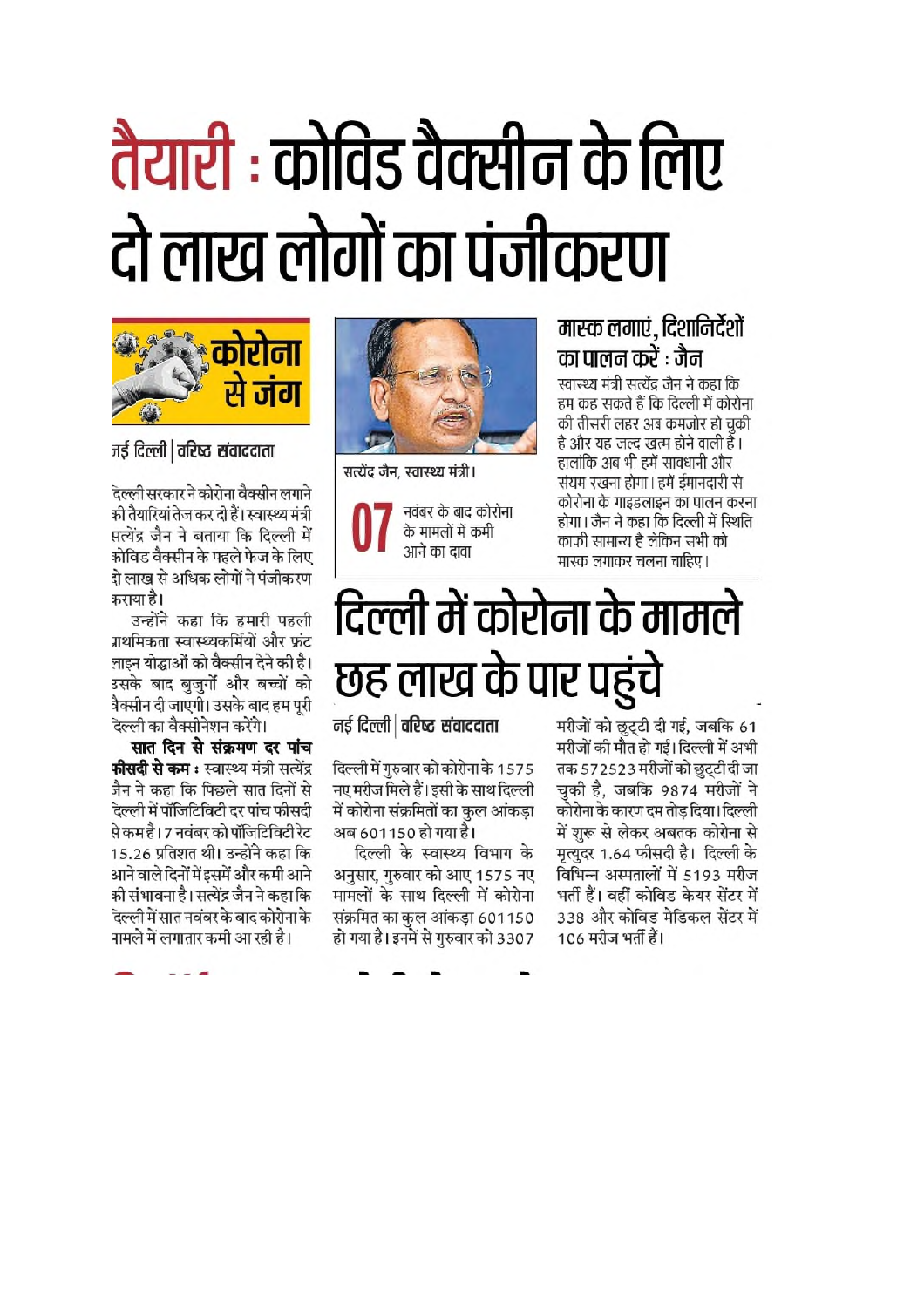# तैयारी : कोविड वैक्सीन के लिए दो लाख लोगों का पंजीकरण

कोरोना से जंग

नई दिल्ली | वरिष्ठ संवाददाता

दिल्ली सरकार ने कोरोना वैक्सीन लगाने की तैयारियां तेज कर दी हैं। स्वास्थ्य मंत्री सत्येंद्र जैन ने बताया कि दिल्ली में कोविड वैक्सीन के पहले फेज के लिए दो लाख से अधिक लोगों ने पंजीकरण कराया है।

उन्होंने कहा कि हमारी पहली प्राथमिकता स्वास्थ्यकर्मियों और फ्रंट लाइन योद्धाओं को वैक्सीन देने की है। उसके बाद बुजुर्गों और बच्चों को वैक्सीन दी जाएगी। उसके बाद हम पूरी दिल्ली का वैक्सीनेशन करेंगे।

**सात दिन से संक्रमण दर पांच फीसदी से कम :** स्वास्थ्य मंत्री सत्येंद्र जैन ने कहा कि पिछले सात दिनों से दिल्ली में पॉजिटिविटी दर पांच फीसदी से कम है। 7 नवंबर को पॉजिटिविटी रेट 15.26 प्रतिशत थी। उन्होंने कहा कि आने वाले दिनों में इसमें और कमी आने की संभावना है। सत्येंद्र जैन ने कहा कि दिल्ली में सात नवंबर के बाद कोरोना के मामले में लगातार कमी आ रही है।

सत्येंद्र जैन, स्वास्थ्य मंत्री।

**07** नवंबर के बाद कोरोना के मामलों में कमी आने का दावा

## मास्क लगाएं, दिशानिर्देशों का पालन करें : जैन

स्वास्थ्य मंत्री सत्येंद्र जैन ने कहा कि हम कह सकते हैं कि दिल्ली में कोरोना की तीसरी लहर अब कमजोर हो चुकी है और यह जल्द खत्म होने वाली है। हालांकि अब भी हमें सावधानी और संयम रखना होगा। हमें ईमानदारी से कोरोना के गाइडलाइन का पालन करना होगा। जैन ने कहा कि दिल्ली में स्थिति काफी सामान्य है लेकिन सभी को मास्क लगाकर चलना चाहिए।

# दिल्ली में कोरोना के मामले छह लाख के पार पहुंचे

नई दिल्ली | वरिष्ठ संवाददाता

दिल्ली में गुरुवार को कोरोना के 1575 नए मरीज मिले हैं। इसी के साथ दिल्ली में कोरोना संक्रमितों का कुल आंकड़ा अब 601150 हो गया है।

दिल्ली के स्वास्थ्य विभाग के अनुसार, गुरुवार को आए 1575 नए मामलों के साथ दिल्ली में कोरोना संक्रमित का कुल आंकड़ा 601150 हो गया है। इनमें से गुरुवार को 3307 मरीजों को छुट्टी दी गई, जबकि 61 मरीजों की मौत हो गई। दिल्ली में अभी तक 572523 मरीजों को छुट्टी दी जा चुकी है, जबकि 9874 मरीजों ने कोरोना के कारण दम तोड़ दिया। दिल्ली में शुरू से लेकर अबतक कोरोना से मृत्युदर 1.64 फीसदी है। दिल्ली के विभिन्न अस्पतालों में 5193 मरीज भर्ती हैं। वहीं कोविड केयर सेंटर में 338 और कोविड मेडिकल सेंटर में 106 मरीज भर्ती हैं।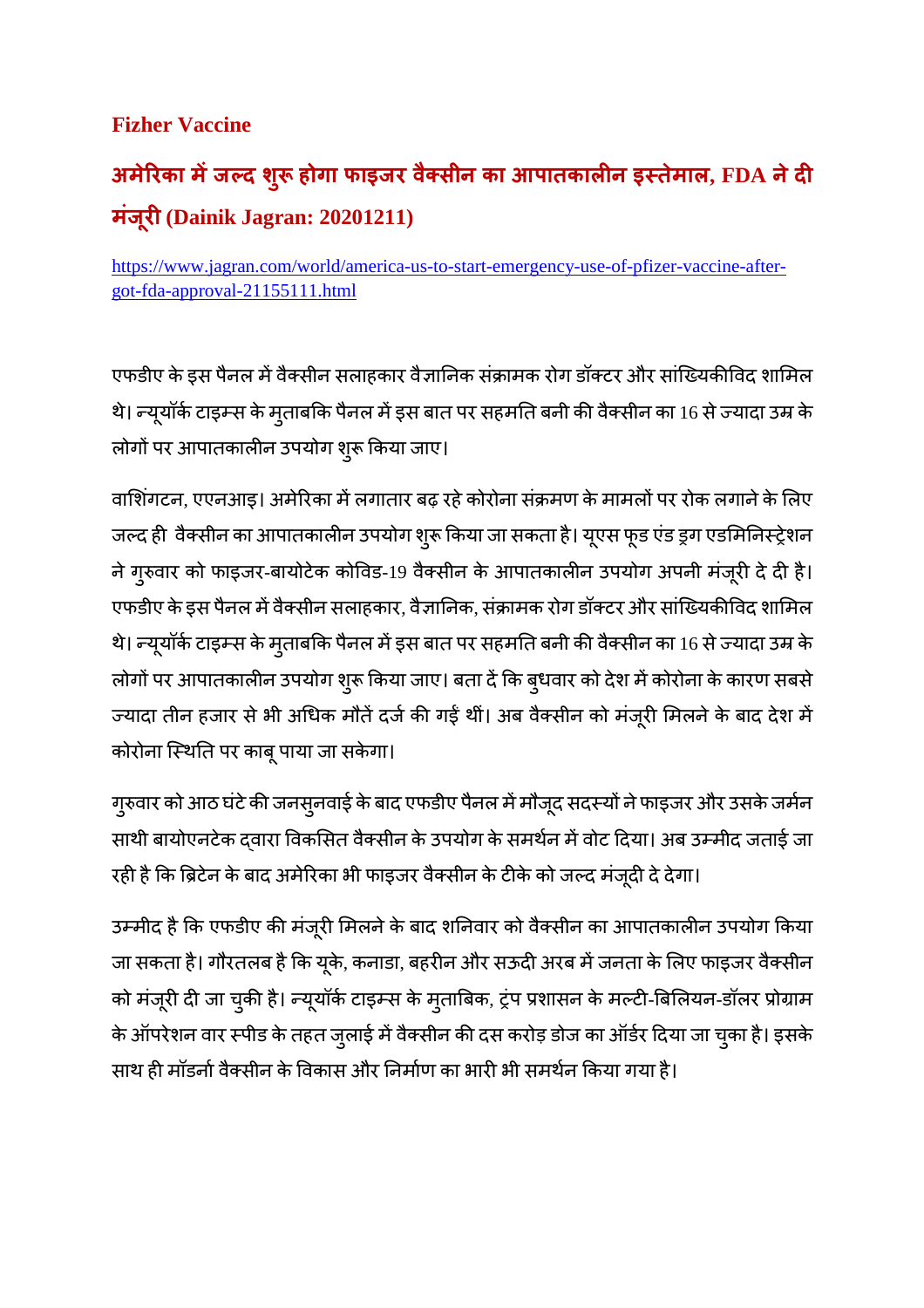**Fizher Vaccine**

## अमेरिका में जल्द शुरू होगा फाइजर वैक्सीन का आपातकालीन इस्तेमाल, FDA ने दी मंजूरी (Dainik Jagran: 20201211)

https://www.jagran.com/world/america-us-to-start-emergency-use-of-pfizer-vaccine-after-got-fda-approval-21155111.html

एफडीए के इस पैनल में वैक्सीन सलाहकार वैज्ञानिक संक्रामक रोग डॉक्टर और सांख्यिकीविद शामिल थे। न्यूयॉर्क टाइम्स के मुताबकि पैनल में इस बात पर सहमति बनी की वैक्सीन का 16 से ज्यादा उम्र के लोगों पर आपातकालीन उपयोग शुरू किया जाए।

वाशिंगटन, एएनआइ। अमेरिका में लगातार बढ़ रहे कोरोना संक्रमण के मामलों पर रोक लगाने के लिए जल्द ही वैक्सीन का आपातकालीन उपयोग शुरू किया जा सकता है। यूएस फूड एंड ड्रग एडमिनिस्ट्रेशन ने गुरुवार को फाइजर-बायोटेक कोविड-19 वैक्सीन के आपातकालीन उपयोग अपनी मंजूरी दे दी है। एफडीए के इस पैनल में वैक्सीन सलाहकार, वैज्ञानिक, संक्रामक रोग डॉक्टर और सांख्यिकीविद शामिल थे। न्यूयॉर्क टाइम्स के मुताबकि पैनल में इस बात पर सहमति बनी की वैक्सीन का 16 से ज्यादा उम्र के लोगों पर आपातकालीन उपयोग शुरू किया जाए। बता दें कि बुधवार को देश में कोरोना के कारण सबसे ज्यादा तीन हजार से भी अधिक मौतें दर्ज की गई थीं। अब वैक्सीन को मंजूरी मिलने के बाद देश में कोरोना स्थिति पर काबू पाया जा सकेगा।

गुरुवार को आठ घंटे की जनसुनवाई के बाद एफडीए पैनल में मौजूद सदस्यों ने फाइजर और उसके जर्मन साथी बायोएनटेक द्वारा विकसित वैक्सीन के उपयोग के समर्थन में वोट दिया। अब उम्मीद जताई जा रही है कि ब्रिटेन के बाद अमेरिका भी फाइजर वैक्सीन के टीके को जल्द मंजूदी दे देगा।

उम्मीद है कि एफडीए की मंजूरी मिलने के बाद शनिवार को वैक्सीन का आपातकालीन उपयोग किया जा सकता है। गौरतलब है कि यूके, कनाडा, बहरीन और सऊदी अरब में जनता के लिए फाइजर वैक्सीन को मंजूरी दी जा चुकी है। न्यूयॉर्क टाइम्स के मुताबिक, ट्रंप प्रशासन के मल्टी-बिलियन-डॉलर प्रोग्राम के ऑपरेशन वार स्पीड के तहत जुलाई में वैक्सीन की दस करोड़ डोज का ऑर्डर दिया जा चुका है। इसके साथ ही मॉडर्ना वैक्सीन के विकास और निर्माण का भारी भी समर्थन किया गया है।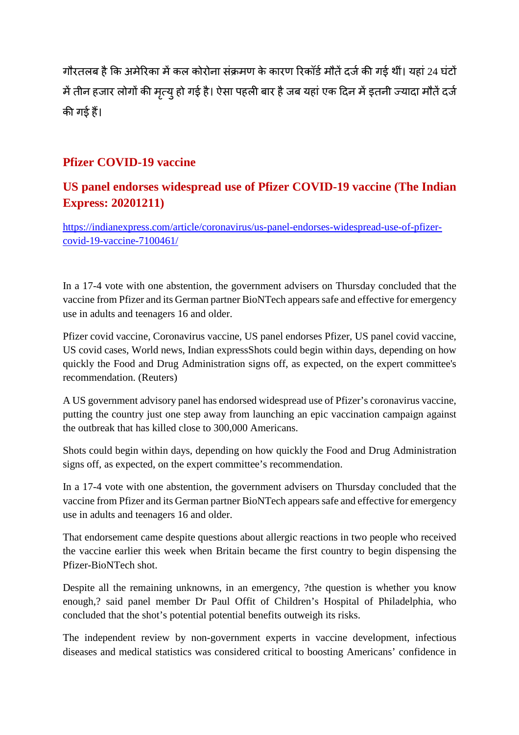गौरतलब है कि अमेरिका में कल कोरोना संक्रमण के कारण रिकॉर्ड मौतें दर्ज की गई थीं। यहां 24 घंटों में तीन हजार लोगों की मृत्यु हो गई है। ऐसा पहली बार है जब यहां एक दिन में इतनी ज्यादा मौतें दर्ज की गई हैं।

## Pfizer COVID-19 vaccine

## US panel endorses widespread use of Pfizer COVID-19 vaccine (The Indian Express: 20201211)

https://indianexpress.com/article/coronavirus/us-panel-endorses-widespread-use-of-pfizer-covid-19-vaccine-7100461/

In a 17-4 vote with one abstention, the government advisers on Thursday concluded that the vaccine from Pfizer and its German partner BioNTech appears safe and effective for emergency use in adults and teenagers 16 and older.

Pfizer covid vaccine, Coronavirus vaccine, US panel endorses Pfizer, US panel covid vaccine, US covid cases, World news, Indian expressShots could begin within days, depending on how quickly the Food and Drug Administration signs off, as expected, on the expert committee's recommendation. (Reuters)

A US government advisory panel has endorsed widespread use of Pfizer's coronavirus vaccine, putting the country just one step away from launching an epic vaccination campaign against the outbreak that has killed close to 300,000 Americans.

Shots could begin within days, depending on how quickly the Food and Drug Administration signs off, as expected, on the expert committee's recommendation.

In a 17-4 vote with one abstention, the government advisers on Thursday concluded that the vaccine from Pfizer and its German partner BioNTech appears safe and effective for emergency use in adults and teenagers 16 and older.

That endorsement came despite questions about allergic reactions in two people who received the vaccine earlier this week when Britain became the first country to begin dispensing the Pfizer-BioNTech shot.

Despite all the remaining unknowns, in an emergency, ?the question is whether you know enough,? said panel member Dr Paul Offit of Children's Hospital of Philadelphia, who concluded that the shot's potential potential benefits outweigh its risks.

The independent review by non-government experts in vaccine development, infectious diseases and medical statistics was considered critical to boosting Americans' confidence in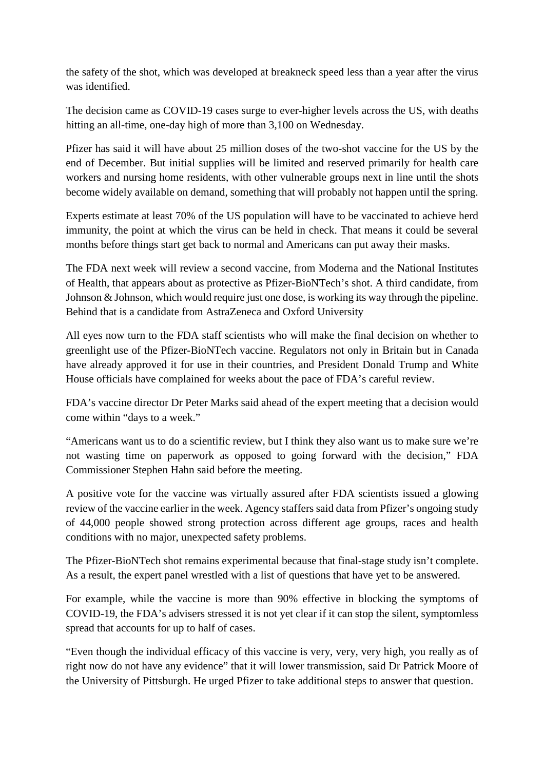the safety of the shot, which was developed at breakneck speed less than a year after the virus was identified.

The decision came as COVID-19 cases surge to ever-higher levels across the US, with deaths hitting an all-time, one-day high of more than 3,100 on Wednesday.

Pfizer has said it will have about 25 million doses of the two-shot vaccine for the US by the end of December. But initial supplies will be limited and reserved primarily for health care workers and nursing home residents, with other vulnerable groups next in line until the shots become widely available on demand, something that will probably not happen until the spring.

Experts estimate at least 70% of the US population will have to be vaccinated to achieve herd immunity, the point at which the virus can be held in check. That means it could be several months before things start get back to normal and Americans can put away their masks.

The FDA next week will review a second vaccine, from Moderna and the National Institutes of Health, that appears about as protective as Pfizer-BioNTech's shot. A third candidate, from Johnson & Johnson, which would require just one dose, is working its way through the pipeline. Behind that is a candidate from AstraZeneca and Oxford University

All eyes now turn to the FDA staff scientists who will make the final decision on whether to greenlight use of the Pfizer-BioNTech vaccine. Regulators not only in Britain but in Canada have already approved it for use in their countries, and President Donald Trump and White House officials have complained for weeks about the pace of FDA's careful review.

FDA's vaccine director Dr Peter Marks said ahead of the expert meeting that a decision would come within "days to a week."

"Americans want us to do a scientific review, but I think they also want us to make sure we're not wasting time on paperwork as opposed to going forward with the decision," FDA Commissioner Stephen Hahn said before the meeting.

A positive vote for the vaccine was virtually assured after FDA scientists issued a glowing review of the vaccine earlier in the week. Agency staffers said data from Pfizer's ongoing study of 44,000 people showed strong protection across different age groups, races and health conditions with no major, unexpected safety problems.

The Pfizer-BioNTech shot remains experimental because that final-stage study isn't complete. As a result, the expert panel wrestled with a list of questions that have yet to be answered.

For example, while the vaccine is more than 90% effective in blocking the symptoms of COVID-19, the FDA's advisers stressed it is not yet clear if it can stop the silent, symptomless spread that accounts for up to half of cases.

"Even though the individual efficacy of this vaccine is very, very, very high, you really as of right now do not have any evidence" that it will lower transmission, said Dr Patrick Moore of the University of Pittsburgh. He urged Pfizer to take additional steps to answer that question.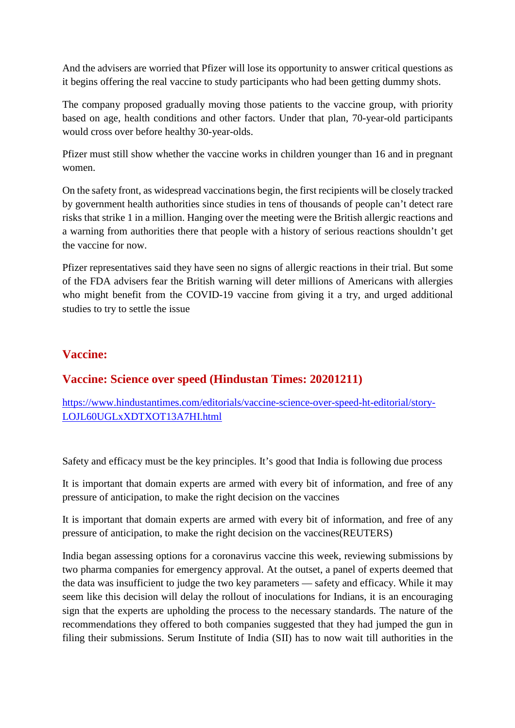And the advisers are worried that Pfizer will lose its opportunity to answer critical questions as it begins offering the real vaccine to study participants who had been getting dummy shots.

The company proposed gradually moving those patients to the vaccine group, with priority based on age, health conditions and other factors. Under that plan, 70-year-old participants would cross over before healthy 30-year-olds.

Pfizer must still show whether the vaccine works in children younger than 16 and in pregnant women.

On the safety front, as widespread vaccinations begin, the first recipients will be closely tracked by government health authorities since studies in tens of thousands of people can't detect rare risks that strike 1 in a million. Hanging over the meeting were the British allergic reactions and a warning from authorities there that people with a history of serious reactions shouldn't get the vaccine for now.

Pfizer representatives said they have seen no signs of allergic reactions in their trial. But some of the FDA advisers fear the British warning will deter millions of Americans with allergies who might benefit from the COVID-19 vaccine from giving it a try, and urged additional studies to try to settle the issue

## Vaccine:

## Vaccine: Science over speed (Hindustan Times: 20201211)

https://www.hindustantimes.com/editorials/vaccine-science-over-speed-ht-editorial/story-LOJL60UGLxXDTXOT13A7HI.html

Safety and efficacy must be the key principles. It's good that India is following due process

It is important that domain experts are armed with every bit of information, and free of any pressure of anticipation, to make the right decision on the vaccines

It is important that domain experts are armed with every bit of information, and free of any pressure of anticipation, to make the right decision on the vaccines(REUTERS)

India began assessing options for a coronavirus vaccine this week, reviewing submissions by two pharma companies for emergency approval. At the outset, a panel of experts deemed that the data was insufficient to judge the two key parameters — safety and efficacy. While it may seem like this decision will delay the rollout of inoculations for Indians, it is an encouraging sign that the experts are upholding the process to the necessary standards. The nature of the recommendations they offered to both companies suggested that they had jumped the gun in filing their submissions. Serum Institute of India (SII) has to now wait till authorities in the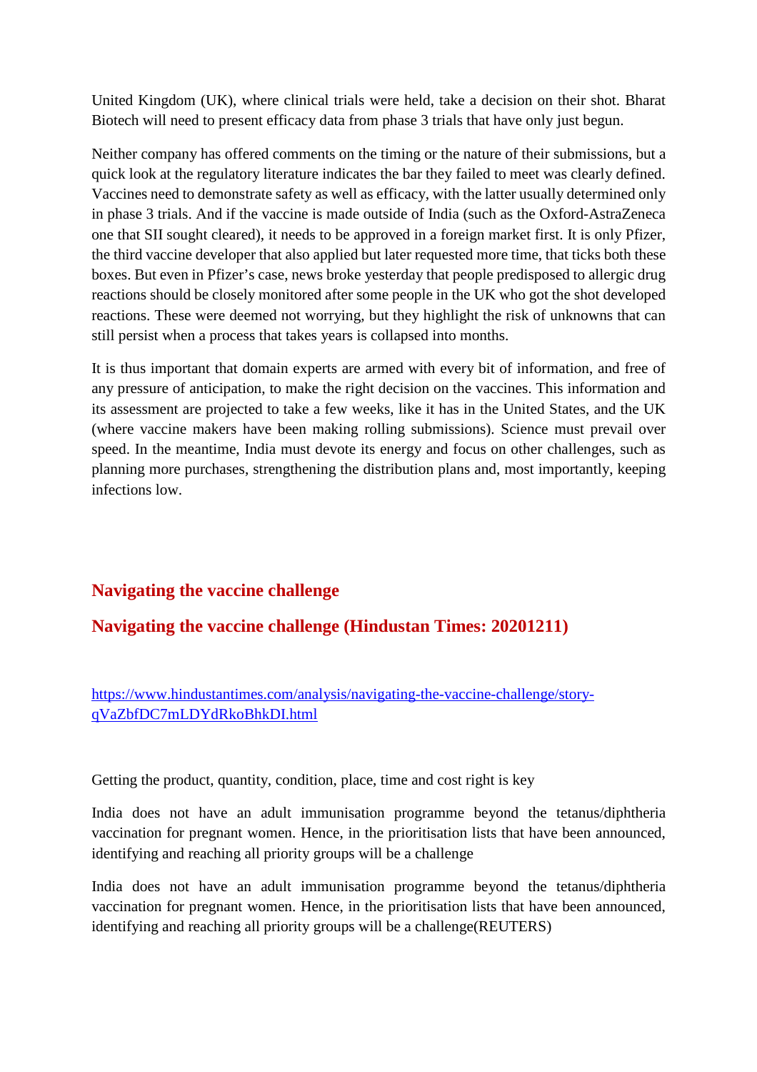United Kingdom (UK), where clinical trials were held, take a decision on their shot. Bharat Biotech will need to present efficacy data from phase 3 trials that have only just begun.

Neither company has offered comments on the timing or the nature of their submissions, but a quick look at the regulatory literature indicates the bar they failed to meet was clearly defined. Vaccines need to demonstrate safety as well as efficacy, with the latter usually determined only in phase 3 trials. And if the vaccine is made outside of India (such as the Oxford-AstraZeneca one that SII sought cleared), it needs to be approved in a foreign market first. It is only Pfizer, the third vaccine developer that also applied but later requested more time, that ticks both these boxes. But even in Pfizer's case, news broke yesterday that people predisposed to allergic drug reactions should be closely monitored after some people in the UK who got the shot developed reactions. These were deemed not worrying, but they highlight the risk of unknowns that can still persist when a process that takes years is collapsed into months.

It is thus important that domain experts are armed with every bit of information, and free of any pressure of anticipation, to make the right decision on the vaccines. This information and its assessment are projected to take a few weeks, like it has in the United States, and the UK (where vaccine makers have been making rolling submissions). Science must prevail over speed. In the meantime, India must devote its energy and focus on other challenges, such as planning more purchases, strengthening the distribution plans and, most importantly, keeping infections low.

## Navigating the vaccine challenge

## Navigating the vaccine challenge (Hindustan Times: 20201211)

[https://www.hindustantimes.com/analysis/navigating-the-vaccine-challenge/story-qVaZbfDC7mLDYdRkoBhkDI.html](https://www.hindustantimes.com/analysis/navigating-the-vaccine-challenge/story-qVaZbfDC7mLDYdRkoBhkDI.html)

Getting the product, quantity, condition, place, time and cost right is key

India does not have an adult immunisation programme beyond the tetanus/diphtheria vaccination for pregnant women. Hence, in the prioritisation lists that have been announced, identifying and reaching all priority groups will be a challenge

India does not have an adult immunisation programme beyond the tetanus/diphtheria vaccination for pregnant women. Hence, in the prioritisation lists that have been announced, identifying and reaching all priority groups will be a challenge(REUTERS)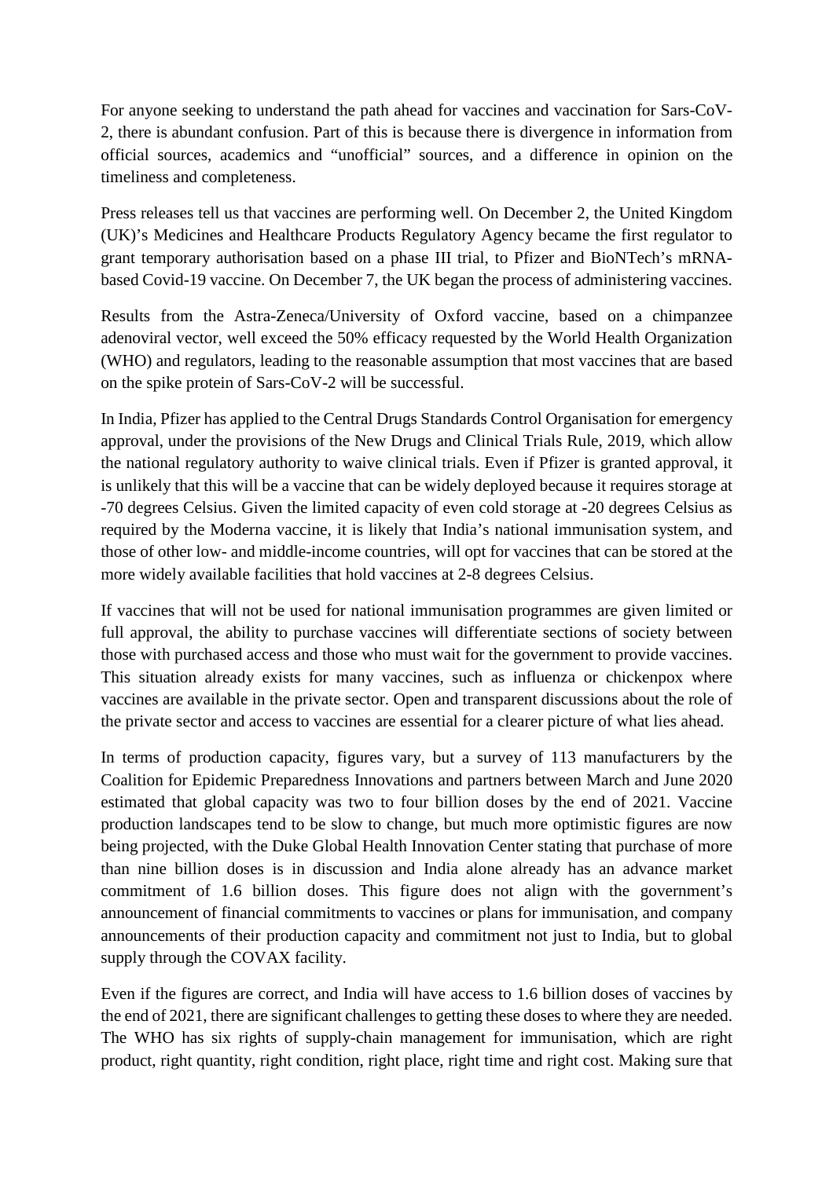For anyone seeking to understand the path ahead for vaccines and vaccination for Sars-CoV-2, there is abundant confusion. Part of this is because there is divergence in information from official sources, academics and "unofficial" sources, and a difference in opinion on the timeliness and completeness.

Press releases tell us that vaccines are performing well. On December 2, the United Kingdom (UK)'s Medicines and Healthcare Products Regulatory Agency became the first regulator to grant temporary authorisation based on a phase III trial, to Pfizer and BioNTech's mRNA-based Covid-19 vaccine. On December 7, the UK began the process of administering vaccines.

Results from the Astra-Zeneca/University of Oxford vaccine, based on a chimpanzee adenoviral vector, well exceed the 50% efficacy requested by the World Health Organization (WHO) and regulators, leading to the reasonable assumption that most vaccines that are based on the spike protein of Sars-CoV-2 will be successful.

In India, Pfizer has applied to the Central Drugs Standards Control Organisation for emergency approval, under the provisions of the New Drugs and Clinical Trials Rule, 2019, which allow the national regulatory authority to waive clinical trials. Even if Pfizer is granted approval, it is unlikely that this will be a vaccine that can be widely deployed because it requires storage at -70 degrees Celsius. Given the limited capacity of even cold storage at -20 degrees Celsius as required by the Moderna vaccine, it is likely that India's national immunisation system, and those of other low- and middle-income countries, will opt for vaccines that can be stored at the more widely available facilities that hold vaccines at 2-8 degrees Celsius.

If vaccines that will not be used for national immunisation programmes are given limited or full approval, the ability to purchase vaccines will differentiate sections of society between those with purchased access and those who must wait for the government to provide vaccines. This situation already exists for many vaccines, such as influenza or chickenpox where vaccines are available in the private sector. Open and transparent discussions about the role of the private sector and access to vaccines are essential for a clearer picture of what lies ahead.

In terms of production capacity, figures vary, but a survey of 113 manufacturers by the Coalition for Epidemic Preparedness Innovations and partners between March and June 2020 estimated that global capacity was two to four billion doses by the end of 2021. Vaccine production landscapes tend to be slow to change, but much more optimistic figures are now being projected, with the Duke Global Health Innovation Center stating that purchase of more than nine billion doses is in discussion and India alone already has an advance market commitment of 1.6 billion doses. This figure does not align with the government's announcement of financial commitments to vaccines or plans for immunisation, and company announcements of their production capacity and commitment not just to India, but to global supply through the COVAX facility.

Even if the figures are correct, and India will have access to 1.6 billion doses of vaccines by the end of 2021, there are significant challenges to getting these doses to where they are needed. The WHO has six rights of supply-chain management for immunisation, which are right product, right quantity, right condition, right place, right time and right cost. Making sure that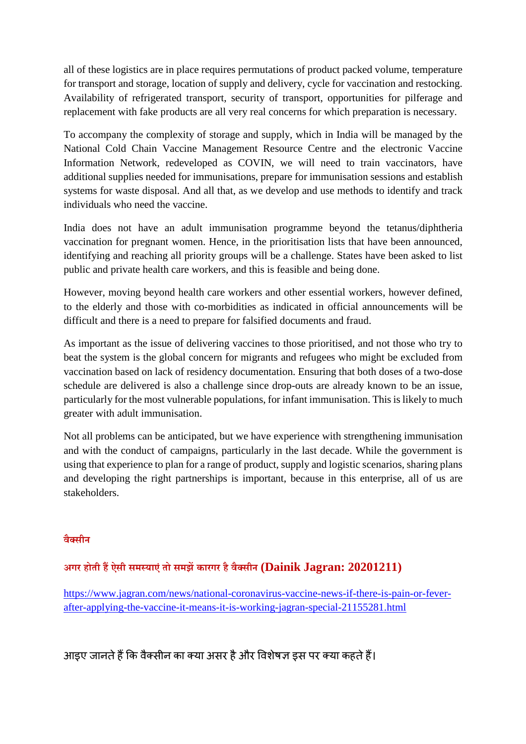all of these logistics are in place requires permutations of product packed volume, temperature for transport and storage, location of supply and delivery, cycle for vaccination and restocking. Availability of refrigerated transport, security of transport, opportunities for pilferage and replacement with fake products are all very real concerns for which preparation is necessary.

To accompany the complexity of storage and supply, which in India will be managed by the National Cold Chain Vaccine Management Resource Centre and the electronic Vaccine Information Network, redeveloped as COVIN, we will need to train vaccinators, have additional supplies needed for immunisations, prepare for immunisation sessions and establish systems for waste disposal. And all that, as we develop and use methods to identify and track individuals who need the vaccine.

India does not have an adult immunisation programme beyond the tetanus/diphtheria vaccination for pregnant women. Hence, in the prioritisation lists that have been announced, identifying and reaching all priority groups will be a challenge. States have been asked to list public and private health care workers, and this is feasible and being done.

However, moving beyond health care workers and other essential workers, however defined, to the elderly and those with co-morbidities as indicated in official announcements will be difficult and there is a need to prepare for falsified documents and fraud.

As important as the issue of delivering vaccines to those prioritised, and not those who try to beat the system is the global concern for migrants and refugees who might be excluded from vaccination based on lack of residency documentation. Ensuring that both doses of a two-dose schedule are delivered is also a challenge since drop-outs are already known to be an issue, particularly for the most vulnerable populations, for infant immunisation. This is likely to much greater with adult immunisation.

Not all problems can be anticipated, but we have experience with strengthening immunisation and with the conduct of campaigns, particularly in the last decade. While the government is using that experience to plan for a range of product, supply and logistic scenarios, sharing plans and developing the right partnerships is important, because in this enterprise, all of us are stakeholders.

**वैक्सीन**

## अगर होती हैं ऐसी समस्याएं तो समझें कारगर है वैक्सीन (Dainik Jagran: 20201211)

https://www.jagran.com/news/national-coronavirus-vaccine-news-if-there-is-pain-or-fever-after-applying-the-vaccine-it-means-it-is-working-jagran-special-21155281.html

आइए जानते हैं कि वैक्सीन का क्या असर है और विशेषज्ञ इस पर क्या कहते हैं।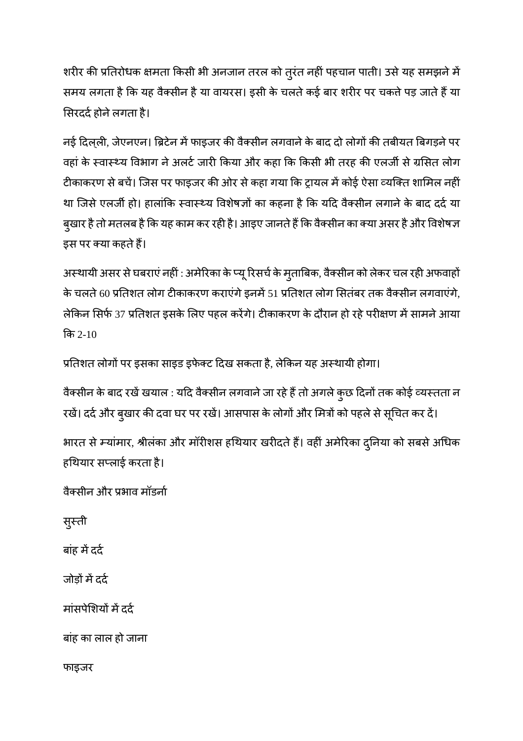शरीर की प्रतिरोधक क्षमता किसी भी अनजान तरल को तुरंत नहीं पहचान पाती। उसे यह समझने में समय लगता है कि यह वैक्सीन है या वायरस। इसी के चलते कई बार शरीर पर चकत्ते पड़ जाते हैं या सिरदर्द होने लगता है।

नई दिल्ली, जेएनएन। ब्रिटेन में फाइजर की वैक्सीन लगवाने के बाद दो लोगों की तबीयत बिगड़ने पर वहां के स्वास्थ्य विभाग ने अलर्ट जारी किया और कहा कि किसी भी तरह की एलर्जी से ग्रसित लोग टीकाकरण से बचें। जिस पर फाइजर की ओर से कहा गया कि ट्रायल में कोई ऐसा व्यक्ति शामिल नहीं था जिसे एलर्जी हो। हालांकि स्वास्थ्य विशेषज्ञों का कहना है कि यदि वैक्सीन लगाने के बाद दर्द या बुखार है तो मतलब है कि यह काम कर रही है। आइए जानते हैं कि वैक्सीन का क्या असर है और विशेषज्ञ इस पर क्या कहते हैं।

अस्थायी असर से घबराएं नहीं : अमेरिका के प्यू रिसर्च के मुताबिक, वैक्सीन को लेकर चल रही अफवाहों के चलते 60 प्रतिशत लोग टीकाकरण कराएंगे इनमें 51 प्रतिशत लोग सितंबर तक वैक्सीन लगवाएंगे, लेकिन सिर्फ 37 प्रतिशत इसके लिए पहल करेंगे। टीकाकरण के दौरान हो रहे परीक्षण में सामने आया कि 2-10

प्रतिशत लोगों पर इसका साइड इफेक्ट दिख सकता है, लेकिन यह अस्थायी होगा।

वैक्सीन के बाद रखें खयाल : यदि वैक्सीन लगवाने जा रहे हैं तो अगले कुछ दिनों तक कोई व्यस्तता न रखें। दर्द और बुखार की दवा घर पर रखें। आसपास के लोगों और मित्रों को पहले से सूचित कर दें।

भारत से म्यांमार, श्रीलंका और मॉरीशस हथियार खरीदते हैं। वहीं अमेरिका दुनिया को सबसे अधिक हथियार सप्लाई करता है।

वैक्सीन और प्रभाव मॉडर्ना

सुस्ती

बांह में दर्द

जोड़ों में दर्द

मांसपेशियों में दर्द

बांह का लाल हो जाना

फाइजर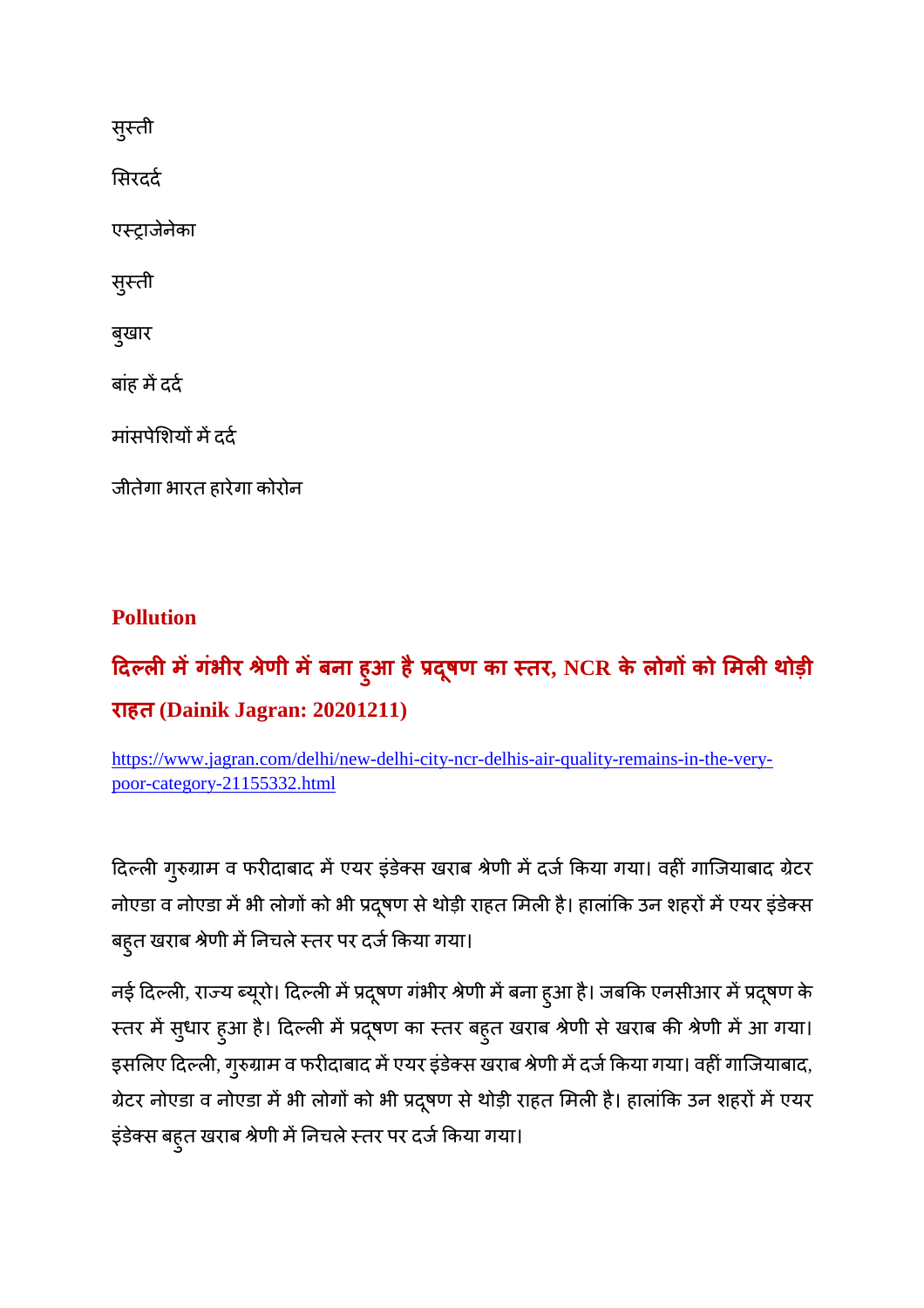सुस्ती

सिरदर्द

एस्ट्राजेनेका

सुस्ती

बुखार

बांह में दर्द

मांसपेशियों में दर्द

जीतेगा भारत हारेगा कोरोन

## Pollution

### दिल्ली में गंभीर श्रेणी में बना हुआ है प्रदूषण का स्तर, NCR के लोगों को मिली थोड़ी राहत (Dainik Jagran: 20201211)

https://www.jagran.com/delhi/new-delhi-city-ncr-delhis-air-quality-remains-in-the-very-poor-category-21155332.html

दिल्ली गुरुग्राम व फरीदाबाद में एयर इंडेक्स खराब श्रेणी में दर्ज किया गया। वहीं गाजियाबाद ग्रेटर नोएडा व नोएडा में भी लोगों को भी प्रदूषण से थोड़ी राहत मिली है। हालांकि उन शहरों में एयर इंडेक्स बहुत खराब श्रेणी में निचले स्तर पर दर्ज किया गया।

नई दिल्ली, राज्य ब्यूरो। दिल्ली में प्रदूषण गंभीर श्रेणी में बना हुआ है। जबकि एनसीआर में प्रदूषण के स्तर में सुधार हुआ है। दिल्ली में प्रदूषण का स्तर बहुत खराब श्रेणी से खराब की श्रेणी में आ गया। इसलिए दिल्ली, गुरुग्राम व फरीदाबाद में एयर इंडेक्स खराब श्रेणी में दर्ज किया गया। वहीं गाजियाबाद, ग्रेटर नोएडा व नोएडा में भी लोगों को भी प्रदूषण से थोड़ी राहत मिली है। हालांकि उन शहरों में एयर इंडेक्स बहुत खराब श्रेणी में निचले स्तर पर दर्ज किया गया।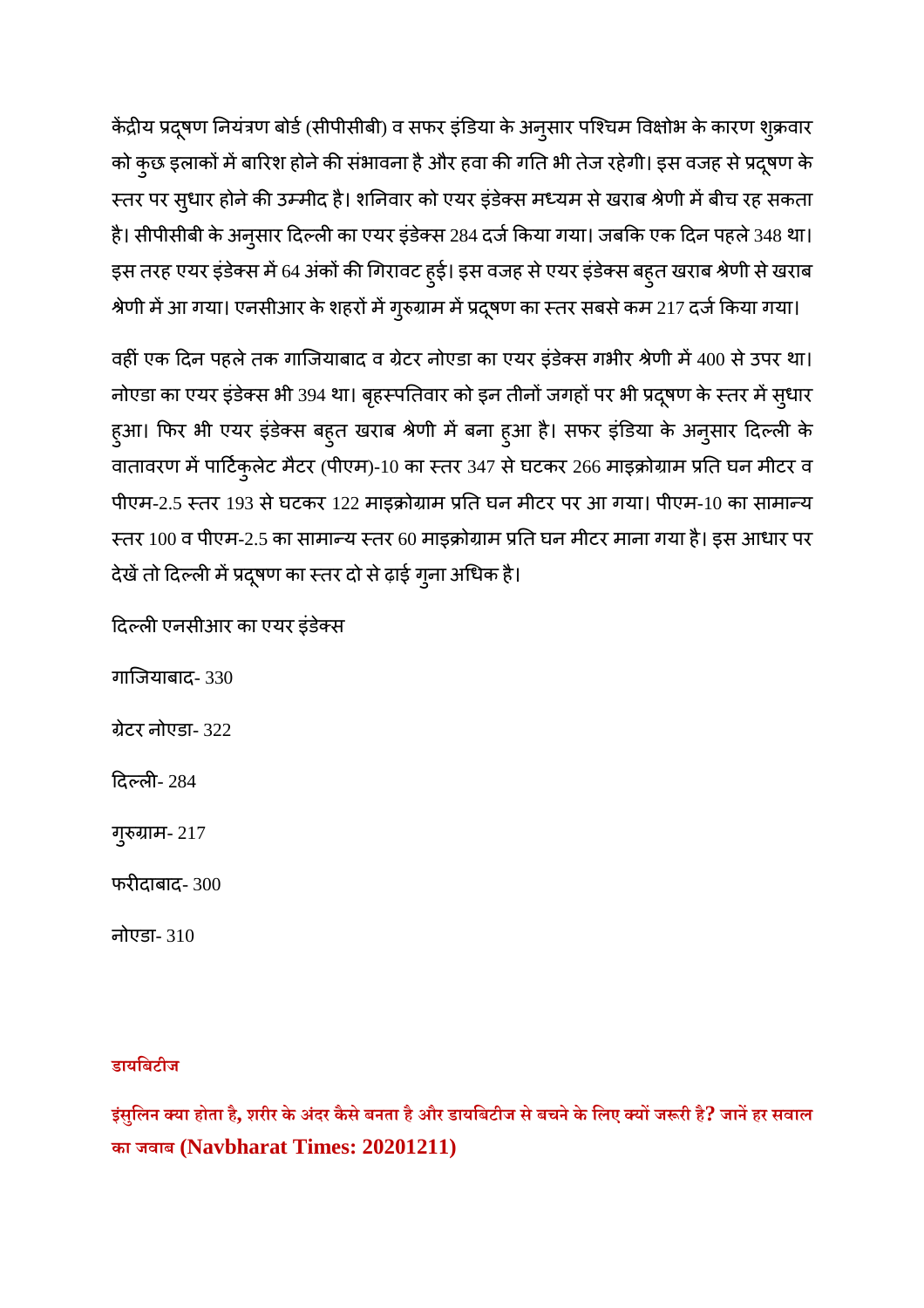केंद्रीय प्रदूषण नियंत्रण बोर्ड (सीपीसीबी) व सफर इंडिया के अनुसार पश्चिम विक्षोभ के कारण शुक्रवार को कुछ इलाकों में बारिश होने की संभावना है और हवा की गति भी तेज रहेगी। इस वजह से प्रदूषण के स्तर पर सुधार होने की उम्मीद है। शनिवार को एयर इंडेक्स मध्यम से खराब श्रेणी में बीच रह सकता है। सीपीसीबी के अनुसार दिल्ली का एयर इंडेक्स 284 दर्ज किया गया। जबकि एक दिन पहले 348 था। इस तरह एयर इंडेक्स में 64 अंकों की गिरावट हुई। इस वजह से एयर इंडेक्स बहुत खराब श्रेणी से खराब श्रेणी में आ गया। एनसीआर के शहरों में गुरुग्राम में प्रदूषण का स्तर सबसे कम 217 दर्ज किया गया।

वहीं एक दिन पहले तक गाजियाबाद व ग्रेटर नोएडा का एयर इंडेक्स गभीर श्रेणी में 400 से उपर था। नोएडा का एयर इंडेक्स भी 394 था। बृहस्पतिवार को इन तीनों जगहों पर भी प्रदूषण के स्तर में सुधार हुआ। फिर भी एयर इंडेक्स बहुत खराब श्रेणी में बना हुआ है। सफर इंडिया के अनुसार दिल्ली के वातावरण में पार्टिकुलेट मैटर (पीएम)-10 का स्तर 347 से घटकर 266 माइक्रोग्राम प्रति घन मीटर व पीएम-2.5 स्तर 193 से घटकर 122 माइक्रोग्राम प्रति घन मीटर पर आ गया। पीएम-10 का सामान्य स्तर 100 व पीएम-2.5 का सामान्य स्तर 60 माइक्रोग्राम प्रति घन मीटर माना गया है। इस आधार पर देखें तो दिल्ली में प्रदूषण का स्तर दो से ढ़ाई गुना अधिक है।

दिल्ली एनसीआर का एयर इंडेक्स

गाजियाबाद- 330

ग्रेटर नोएडा- 322

दिल्ली- 284

गुरुग्राम- 217

फरीदाबाद- 300

नोएडा- 310

**डायबिटीज**

**इंसुलिन क्या होता है, शरीर के अंदर कैसे बनता है और डायबिटीज से बचने के लिए क्यों जरूरी है? जानें हर सवाल का जवाब (Navbharat Times: 20201211)**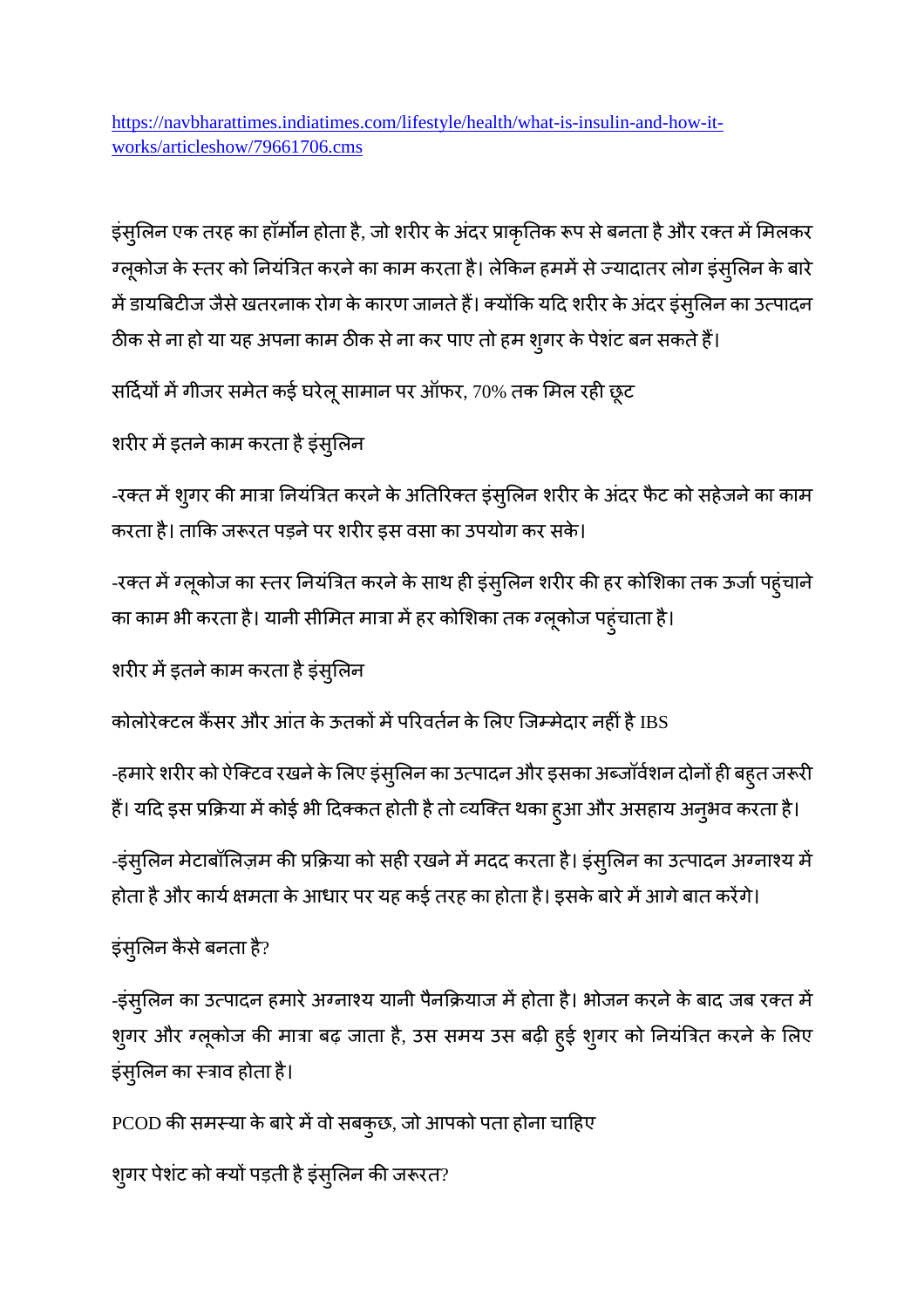https://navbharattimes.indiatimes.com/lifestyle/health/what-is-insulin-and-how-it-works/articleshow/79661706.cms

इंसुलिन एक तरह का हॉर्मोन होता है, जो शरीर के अंदर प्राकृतिक रूप से बनता है और रक्त में मिलकर ग्लूकोज के स्तर को नियंत्रित करने का काम करता है। लेकिन हममें से ज्यादातर लोग इंसुलिन के बारे में डायबिटीज जैसे खतरनाक रोग के कारण जानते हैं। क्योंकि यदि शरीर के अंदर इंसुलिन का उत्पादन ठीक से ना हो या यह अपना काम ठीक से ना कर पाए तो हम शुगर के पेशंट बन सकते हैं।

सर्दियों में गीजर समेत कई घरेलू सामान पर ऑफर, 70% तक मिल रही छूट

शरीर में इतने काम करता है इंसुलिन

-रक्त में शुगर की मात्रा नियंत्रित करने के अतिरिक्त इंसुलिन शरीर के अंदर फैट को सहेजने का काम करता है। ताकि जरूरत पड़ने पर शरीर इस वसा का उपयोग कर सके।

-रक्त में ग्लूकोज का स्तर नियंत्रित करने के साथ ही इंसुलिन शरीर की हर कोशिका तक ऊर्जा पहुंचाने का काम भी करता है। यानी सीमित मात्रा में हर कोशिका तक ग्लूकोज पहुंचाता है।

शरीर में इतने काम करता है इंसुलिन

कोलोरेक्टल कैंसर और आंत के ऊतकों में परिवर्तन के लिए जिम्मेदार नहीं है IBS

-हमारे शरीर को ऐक्टिव रखने के लिए इंसुलिन का उत्पादन और इसका अब्जॉर्वशन दोनों ही बहुत जरूरी हैं। यदि इस प्रक्रिया में कोई भी दिक्कत होती है तो व्यक्ति थका हुआ और असहाय अनुभव करता है।

-इंसुलिन मेटाबॉलिज़्म की प्रक्रिया को सही रखने में मदद करता है। इंसुलिन का उत्पादन अग्नाश्य में होता है और कार्य क्षमता के आधार पर यह कई तरह का होता है। इसके बारे में आगे बात करेंगे।

इंसुलिन कैसे बनता है?

-इंसुलिन का उत्पादन हमारे अग्नाश्य यानी पैनक्रियाज में होता है। भोजन करने के बाद जब रक्त में शुगर और ग्लूकोज की मात्रा बढ़ जाता है, उस समय उस बढ़ी हुई शुगर को नियंत्रित करने के लिए इंसुलिन का स्त्राव होता है।

PCOD की समस्या के बारे में वो सबकुछ, जो आपको पता होना चाहिए

शुगर पेशंट को क्यों पड़ती है इंसुलिन की जरूरत?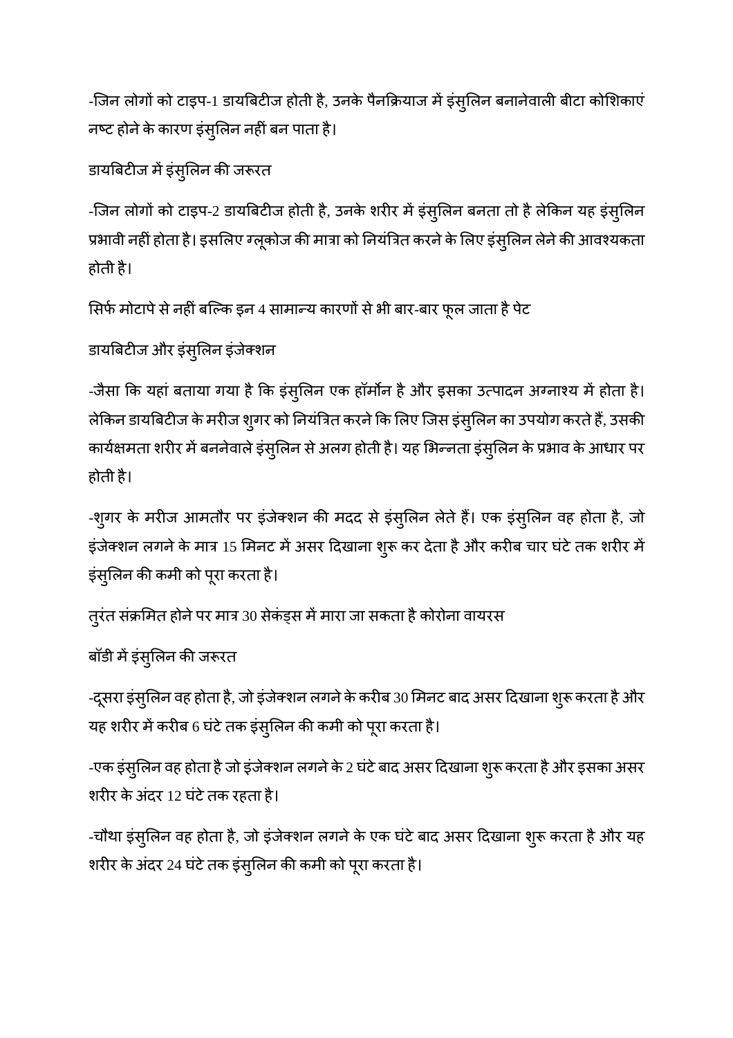-जिन लोगों को टाइप-1 डायबिटीज होती है, उनके पैनक्रियाज में इंसुलिन बनानेवाली बीटा कोशिकाएं नष्ट होने के कारण इंसुलिन नहीं बन पाता है।

डायबिटीज में इंसुलिन की जरूरत

-जिन लोगों को टाइप-2 डायबिटीज होती है, उनके शरीर में इंसुलिन बनता तो है लेकिन यह इंसुलिन प्रभावी नहीं होता है। इसलिए ग्लूकोज की मात्रा को नियंत्रित करने के लिए इंसुलिन लेने की आवश्यकता होती है।

सिर्फ मोटापे से नहीं बल्कि इन 4 सामान्य कारणों से भी बार-बार फूल जाता है पेट

डायबिटीज और इंसुलिन इंजेक्शन

-जैसा कि यहां बताया गया है कि इंसुलिन एक हॉर्मोन है और इसका उत्पादन अग्नाश्य में होता है। लेकिन डायबिटीज के मरीज शुगर को नियंत्रित करने कि लिए जिस इंसुलिन का उपयोग करते हैं, उसकी कार्यक्षमता शरीर में बननेवाले इंसुलिन से अलग होती है। यह भिन्नता इंसुलिन के प्रभाव के आधार पर होती है।

-शुगर के मरीज आमतौर पर इंजेक्शन की मदद से इंसुलिन लेते हैं। एक इंसुलिन वह होता है, जो इंजेक्शन लगने के मात्र 15 मिनट में असर दिखाना शुरू कर देता है और करीब चार घंटे तक शरीर में इंसुलिन की कमी को पूरा करता है।

तुरंत संक्रमित होने पर मात्र 30 सेकंड्स में मारा जा सकता है कोरोना वायरस

बॉडी में इंसुलिन की जरूरत

-दूसरा इंसुलिन वह होता है, जो इंजेक्शन लगने के करीब 30 मिनट बाद असर दिखाना शुरू करता है और यह शरीर में करीब 6 घंटे तक इंसुलिन की कमी को पूरा करता है।

-एक इंसुलिन वह होता है जो इंजेक्शन लगने के 2 घंटे बाद असर दिखाना शुरू करता है और इसका असर शरीर के अंदर 12 घंटे तक रहता है।

-चौथा इंसुलिन वह होता है, जो इंजेक्शन लगने के एक घंटे बाद असर दिखाना शुरू करता है और यह शरीर के अंदर 24 घंटे तक इंसुलिन की कमी को पूरा करता है।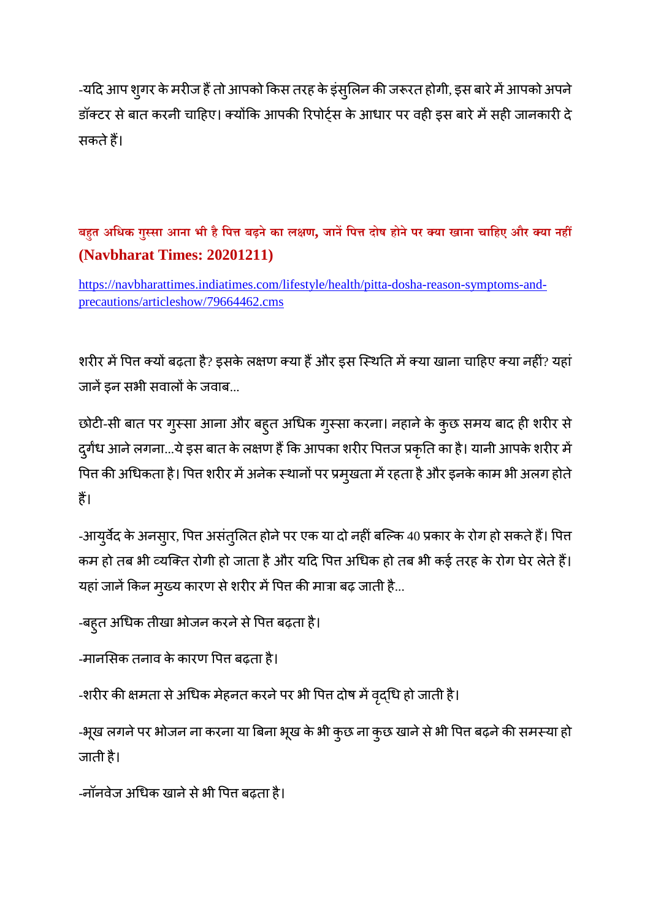-यदि आप शुगर के मरीज हैं तो आपको किस तरह के इंसुलिन की जरूरत होगी, इस बारे में आपको अपने डॉक्टर से बात करनी चाहिए। क्योंकि आपकी रिपोर्ट्स के आधार पर वही इस बारे में सही जानकारी दे सकते हैं।

## बहुत अधिक गुस्सा आना भी है पित्त बढ़ने का लक्षण, जानें पित्त दोष होने पर क्या खाना चाहिए और क्या नहीं (Navbharat Times: 20201211)

https://navbharattimes.indiatimes.com/lifestyle/health/pitta-dosha-reason-symptoms-and-precautions/articleshow/79664462.cms

शरीर में पित्त क्यों बढ़ता है? इसके लक्षण क्या हैं और इस स्थिति में क्या खाना चाहिए क्या नहीं? यहां जानें इन सभी सवालों के जवाब...

छोटी-सी बात पर गुस्सा आना और बहुत अधिक गुस्सा करना। नहाने के कुछ समय बाद ही शरीर से दुर्गंध आने लगना...ये इस बात के लक्षण हैं कि आपका शरीर पित्तज प्रकृति का है। यानी आपके शरीर में पित्त की अधिकता है। पित्त शरीर में अनेक स्थानों पर प्रमुखता में रहता है और इनके काम भी अलग होते हैं।

-आयुर्वेद के अनसुार, पित्त असंतुलित होने पर एक या दो नहीं बल्कि 40 प्रकार के रोग हो सकते हैं। पित्त कम हो तब भी व्यक्ति रोगी हो जाता है और यदि पित्त अधिक हो तब भी कई तरह के रोग घेर लेते हैं। यहां जानें किन मुख्य कारण से शरीर में पित्त की मात्रा बढ़ जाती है...

-बहुत अधिक तीखा भोजन करने से पित्त बढ़ता है।

-मानसिक तनाव के कारण पित्त बढ़ता है।

-शरीर की क्षमता से अधिक मेहनत करने पर भी पित्त दोष में वृद्धि हो जाती है।

-भूख लगने पर भोजन ना करना या बिना भूख के भी कुछ ना कुछ खाने से भी पित्त बढ़ने की समस्या हो जाती है।

-नॉनवेज अधिक खाने से भी पित्त बढ़ता है।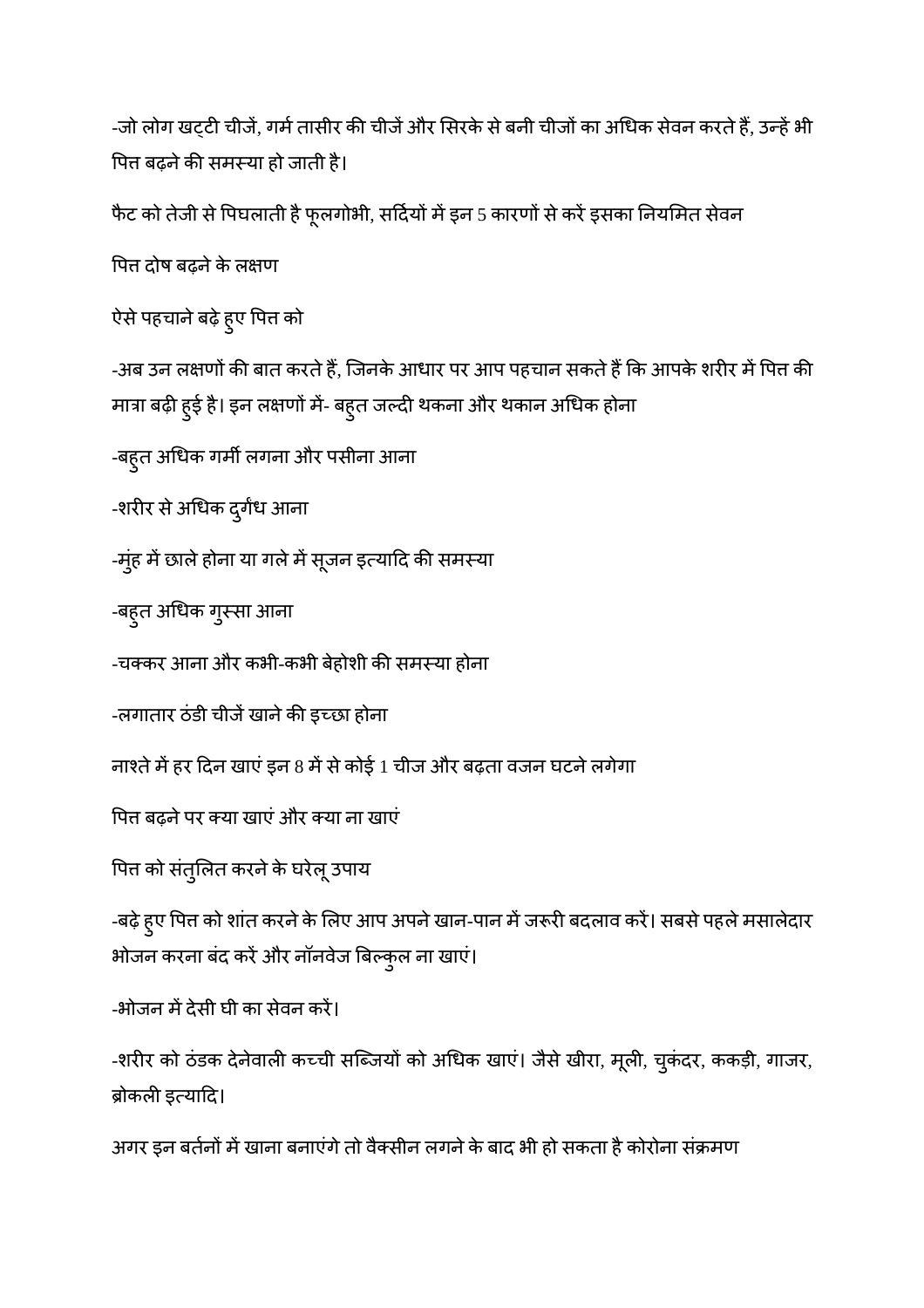-जो लोग खट्टी चीजें, गर्म तासीर की चीजें और सिरके से बनी चीजों का अधिक सेवन करते हैं, उन्हें भी पित्त बढ़ने की समस्या हो जाती है।

फैट को तेजी से पिघलाती है फूलगोभी, सर्दियों में इन 5 कारणों से करें इसका नियमित सेवन

पित्त दोष बढ़ने के लक्षण

ऐसे पहचाने बढ़े हुए पित्त को

-अब उन लक्षणों की बात करते हैं, जिनके आधार पर आप पहचान सकते हैं कि आपके शरीर में पित्त की मात्रा बढ़ी हुई है। इन लक्षणों में- बहुत जल्दी थकना और थकान अधिक होना

-बहुत अधिक गर्मी लगना और पसीना आना

-शरीर से अधिक दुर्गंध आना

-मुंह में छाले होना या गले में सूजन इत्यादि की समस्या

-बहुत अधिक गुस्सा आना

-चक्कर आना और कभी-कभी बेहोशी की समस्या होना

-लगातार ठंडी चीजें खाने की इच्छा होना

नाश्ते में हर दिन खाएं इन 8 में से कोई 1 चीज और बढ़ता वजन घटने लगेगा

पित्त बढ़ने पर क्या खाएं और क्या ना खाएं

पित्त को संतुलित करने के घरेलू उपाय

-बढ़े हुए पित्त को शांत करने के लिए आप अपने खान-पान में जरूरी बदलाव करें। सबसे पहले मसालेदार भोजन करना बंद करें और नॉनवेज बिल्कुल ना खाएं।

-भोजन में देसी घी का सेवन करें।

-शरीर को ठंडक देनेवाली कच्ची सब्जियों को अधिक खाएं। जैसे खीरा, मूली, चुकंदर, ककड़ी, गाजर, ब्रोकली इत्यादि।

अगर इन बर्तनों में खाना बनाएंगे तो वैक्सीन लगने के बाद भी हो सकता है कोरोना संक्रमण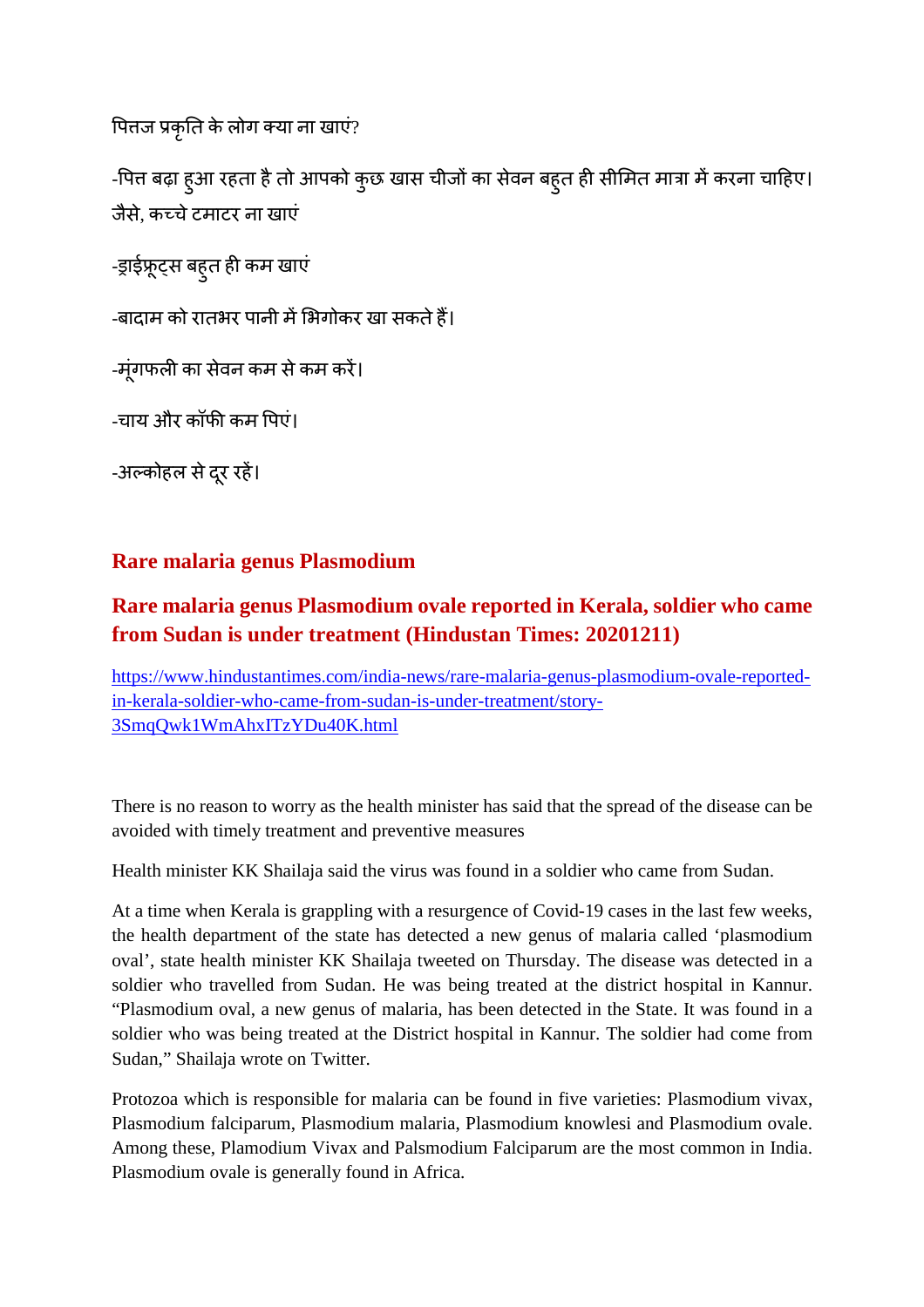पित्तज प्रकृति के लोग क्या ना खाएं?

-पित्त बढ़ा हुआ रहता है तो आपको कुछ खास चीजों का सेवन बहुत ही सीमित मात्रा में करना चाहिए। जैसे, कच्चे टमाटर ना खाएं

-ड्राईफ्रूट्स बहुत ही कम खाएं

-बादाम को रातभर पानी में भिगोकर खा सकते हैं।

-मूंगफली का सेवन कम से कम करें।

-चाय और कॉफी कम पिएं।

-अल्कोहल से दूर रहें।

## Rare malaria genus Plasmodium

## Rare malaria genus Plasmodium ovale reported in Kerala, soldier who came from Sudan is under treatment (Hindustan Times: 20201211)

https://www.hindustantimes.com/india-news/rare-malaria-genus-plasmodium-ovale-reported-in-kerala-soldier-who-came-from-sudan-is-under-treatment/story-3SmqQwk1WmAhxITzYDu40K.html

There is no reason to worry as the health minister has said that the spread of the disease can be avoided with timely treatment and preventive measures

Health minister KK Shailaja said the virus was found in a soldier who came from Sudan.

At a time when Kerala is grappling with a resurgence of Covid-19 cases in the last few weeks, the health department of the state has detected a new genus of malaria called 'plasmodium oval', state health minister KK Shailaja tweeted on Thursday. The disease was detected in a soldier who travelled from Sudan. He was being treated at the district hospital in Kannur. "Plasmodium oval, a new genus of malaria, has been detected in the State. It was found in a soldier who was being treated at the District hospital in Kannur. The soldier had come from Sudan," Shailaja wrote on Twitter.

Protozoa which is responsible for malaria can be found in five varieties: Plasmodium vivax, Plasmodium falciparum, Plasmodium malaria, Plasmodium knowlesi and Plasmodium ovale. Among these, Plamodium Vivax and Palsmodium Falciparum are the most common in India. Plasmodium ovale is generally found in Africa.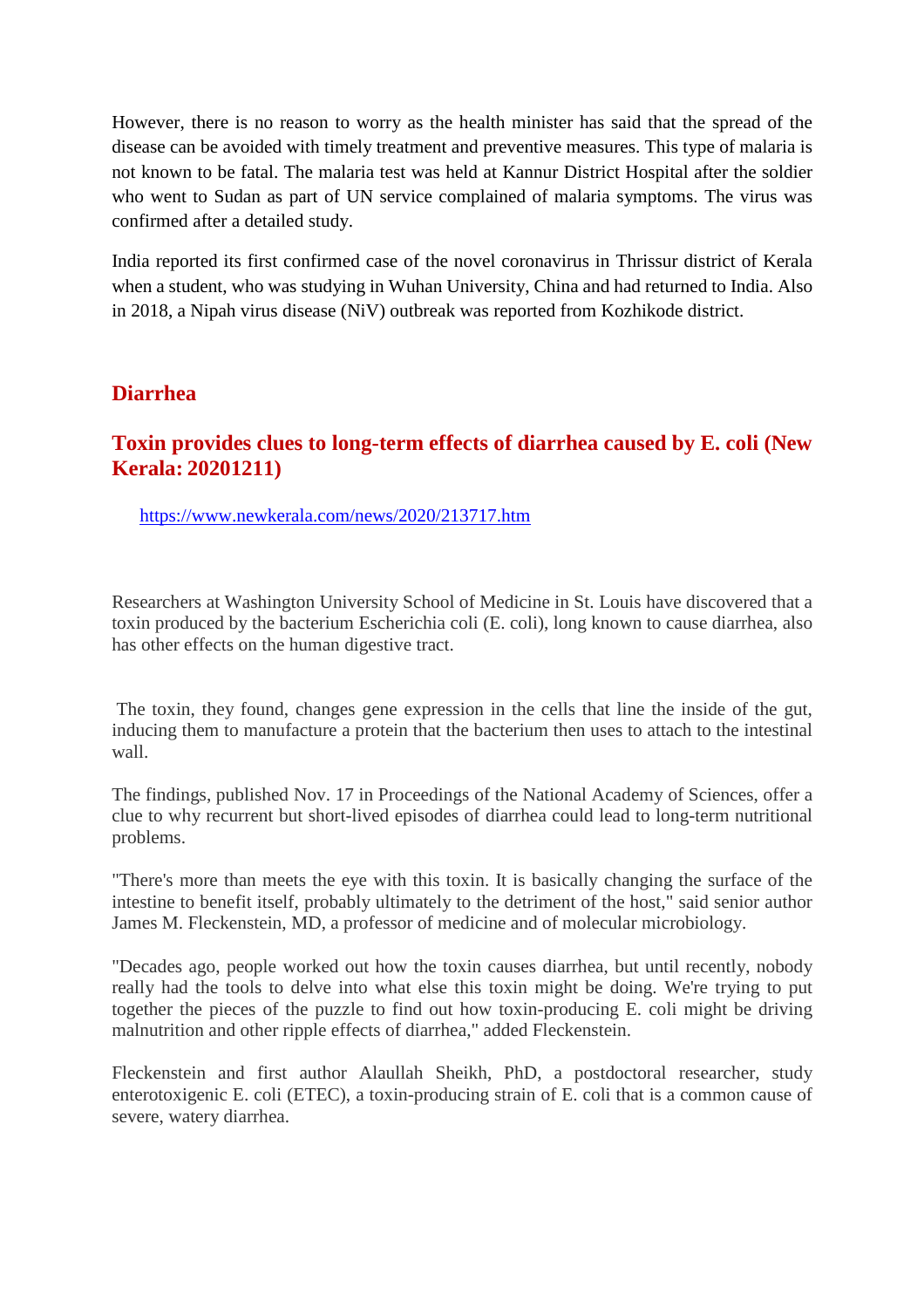However, there is no reason to worry as the health minister has said that the spread of the disease can be avoided with timely treatment and preventive measures. This type of malaria is not known to be fatal. The malaria test was held at Kannur District Hospital after the soldier who went to Sudan as part of UN service complained of malaria symptoms. The virus was confirmed after a detailed study.

India reported its first confirmed case of the novel coronavirus in Thrissur district of Kerala when a student, who was studying in Wuhan University, China and had returned to India. Also in 2018, a Nipah virus disease (NiV) outbreak was reported from Kozhikode district.

## Diarrhea

### Toxin provides clues to long-term effects of diarrhea caused by E. coli (New Kerala: 20201211)

https://www.newkerala.com/news/2020/213717.htm

Researchers at Washington University School of Medicine in St. Louis have discovered that a toxin produced by the bacterium Escherichia coli (E. coli), long known to cause diarrhea, also has other effects on the human digestive tract.

The toxin, they found, changes gene expression in the cells that line the inside of the gut, inducing them to manufacture a protein that the bacterium then uses to attach to the intestinal wall.

The findings, published Nov. 17 in Proceedings of the National Academy of Sciences, offer a clue to why recurrent but short-lived episodes of diarrhea could lead to long-term nutritional problems.

"There's more than meets the eye with this toxin. It is basically changing the surface of the intestine to benefit itself, probably ultimately to the detriment of the host," said senior author James M. Fleckenstein, MD, a professor of medicine and of molecular microbiology.

"Decades ago, people worked out how the toxin causes diarrhea, but until recently, nobody really had the tools to delve into what else this toxin might be doing. We're trying to put together the pieces of the puzzle to find out how toxin-producing E. coli might be driving malnutrition and other ripple effects of diarrhea," added Fleckenstein.

Fleckenstein and first author Alaullah Sheikh, PhD, a postdoctoral researcher, study enterotoxigenic E. coli (ETEC), a toxin-producing strain of E. coli that is a common cause of severe, watery diarrhea.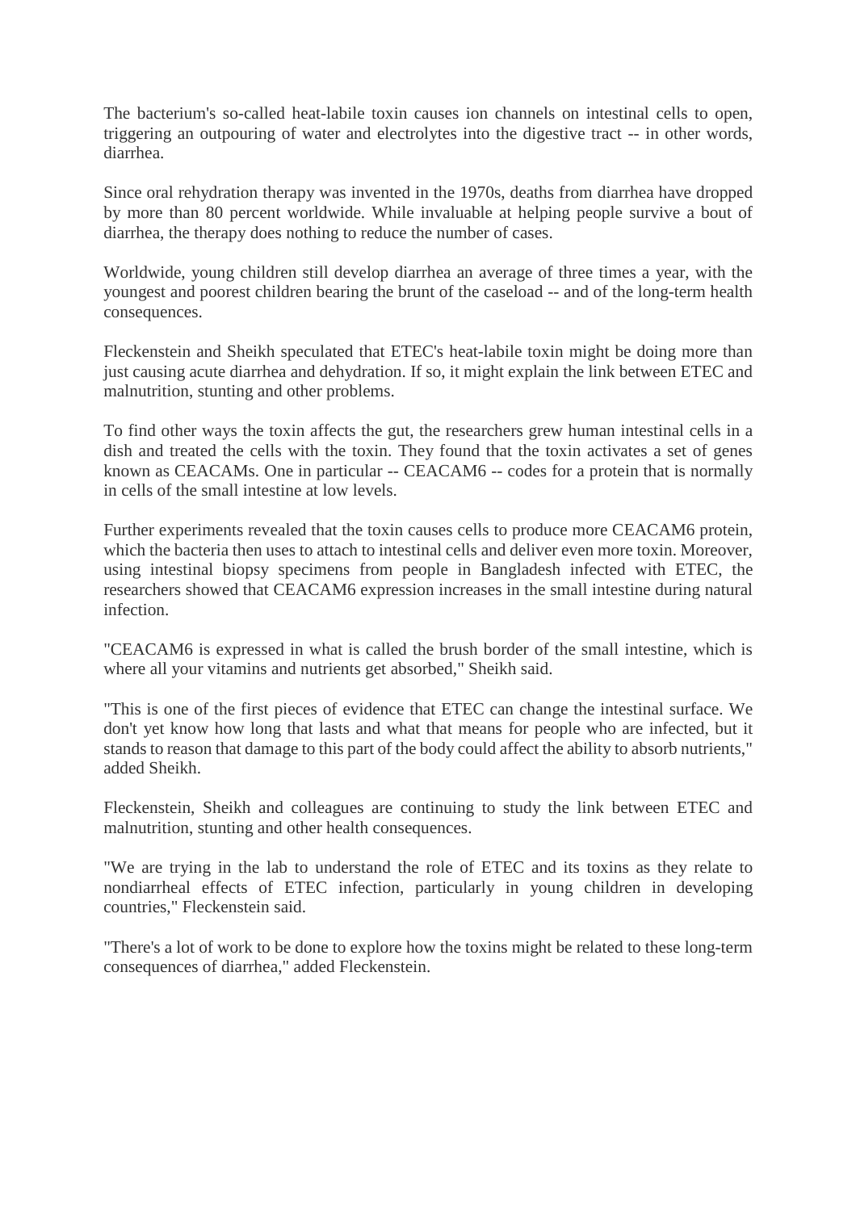The bacterium's so-called heat-labile toxin causes ion channels on intestinal cells to open, triggering an outpouring of water and electrolytes into the digestive tract -- in other words, diarrhea.

Since oral rehydration therapy was invented in the 1970s, deaths from diarrhea have dropped by more than 80 percent worldwide. While invaluable at helping people survive a bout of diarrhea, the therapy does nothing to reduce the number of cases.

Worldwide, young children still develop diarrhea an average of three times a year, with the youngest and poorest children bearing the brunt of the caseload -- and of the long-term health consequences.

Fleckenstein and Sheikh speculated that ETEC's heat-labile toxin might be doing more than just causing acute diarrhea and dehydration. If so, it might explain the link between ETEC and malnutrition, stunting and other problems.

To find other ways the toxin affects the gut, the researchers grew human intestinal cells in a dish and treated the cells with the toxin. They found that the toxin activates a set of genes known as CEACAMs. One in particular -- CEACAM6 -- codes for a protein that is normally in cells of the small intestine at low levels.

Further experiments revealed that the toxin causes cells to produce more CEACAM6 protein, which the bacteria then uses to attach to intestinal cells and deliver even more toxin. Moreover, using intestinal biopsy specimens from people in Bangladesh infected with ETEC, the researchers showed that CEACAM6 expression increases in the small intestine during natural infection.

"CEACAM6 is expressed in what is called the brush border of the small intestine, which is where all your vitamins and nutrients get absorbed," Sheikh said.

"This is one of the first pieces of evidence that ETEC can change the intestinal surface. We don't yet know how long that lasts and what that means for people who are infected, but it stands to reason that damage to this part of the body could affect the ability to absorb nutrients," added Sheikh.

Fleckenstein, Sheikh and colleagues are continuing to study the link between ETEC and malnutrition, stunting and other health consequences.

"We are trying in the lab to understand the role of ETEC and its toxins as they relate to nondiarrheal effects of ETEC infection, particularly in young children in developing countries," Fleckenstein said.

"There's a lot of work to be done to explore how the toxins might be related to these long-term consequences of diarrhea," added Fleckenstein.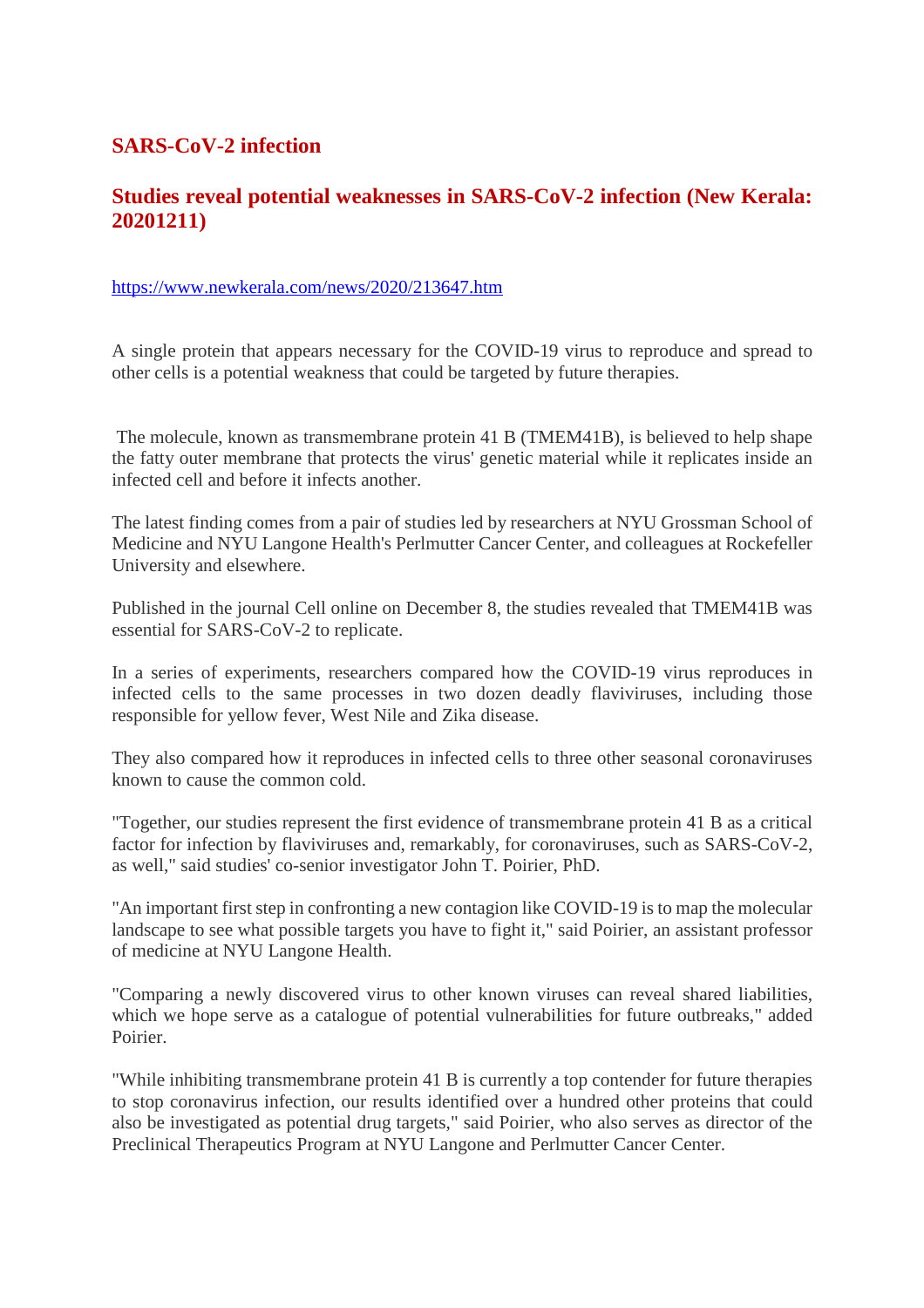## SARS-CoV-2 infection

### Studies reveal potential weaknesses in SARS-CoV-2 infection (New Kerala: 20201211)

https://www.newkerala.com/news/2020/213647.htm

A single protein that appears necessary for the COVID-19 virus to reproduce and spread to other cells is a potential weakness that could be targeted by future therapies.

The molecule, known as transmembrane protein 41 B (TMEM41B), is believed to help shape the fatty outer membrane that protects the virus' genetic material while it replicates inside an infected cell and before it infects another.

The latest finding comes from a pair of studies led by researchers at NYU Grossman School of Medicine and NYU Langone Health's Perlmutter Cancer Center, and colleagues at Rockefeller University and elsewhere.

Published in the journal Cell online on December 8, the studies revealed that TMEM41B was essential for SARS-CoV-2 to replicate.

In a series of experiments, researchers compared how the COVID-19 virus reproduces in infected cells to the same processes in two dozen deadly flaviviruses, including those responsible for yellow fever, West Nile and Zika disease.

They also compared how it reproduces in infected cells to three other seasonal coronaviruses known to cause the common cold.

"Together, our studies represent the first evidence of transmembrane protein 41 B as a critical factor for infection by flaviviruses and, remarkably, for coronaviruses, such as SARS-CoV-2, as well," said studies' co-senior investigator John T. Poirier, PhD.

"An important first step in confronting a new contagion like COVID-19 is to map the molecular landscape to see what possible targets you have to fight it," said Poirier, an assistant professor of medicine at NYU Langone Health.

"Comparing a newly discovered virus to other known viruses can reveal shared liabilities, which we hope serve as a catalogue of potential vulnerabilities for future outbreaks," added Poirier.

"While inhibiting transmembrane protein 41 B is currently a top contender for future therapies to stop coronavirus infection, our results identified over a hundred other proteins that could also be investigated as potential drug targets," said Poirier, who also serves as director of the Preclinical Therapeutics Program at NYU Langone and Perlmutter Cancer Center.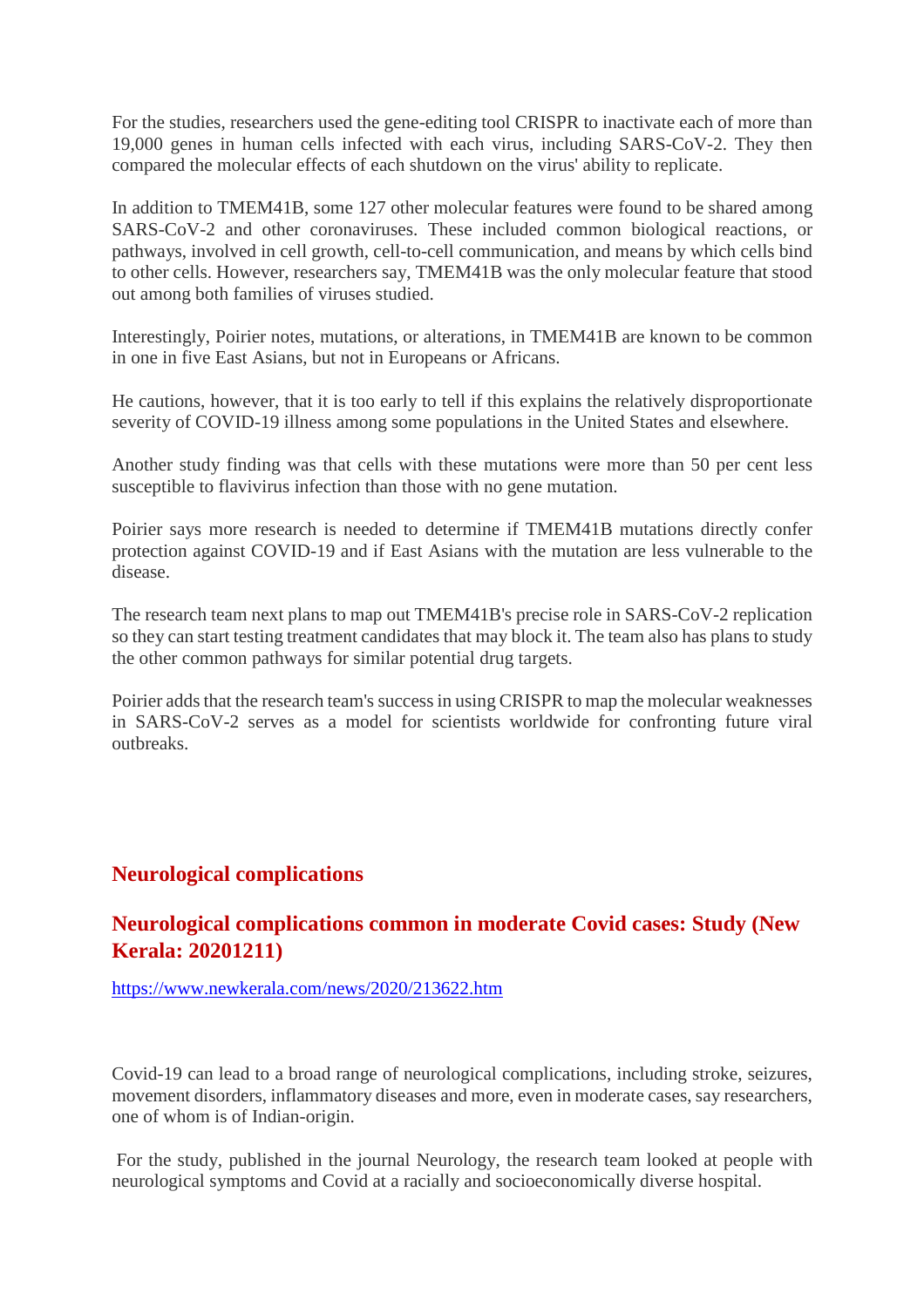For the studies, researchers used the gene-editing tool CRISPR to inactivate each of more than 19,000 genes in human cells infected with each virus, including SARS-CoV-2. They then compared the molecular effects of each shutdown on the virus' ability to replicate.

In addition to TMEM41B, some 127 other molecular features were found to be shared among SARS-CoV-2 and other coronaviruses. These included common biological reactions, or pathways, involved in cell growth, cell-to-cell communication, and means by which cells bind to other cells. However, researchers say, TMEM41B was the only molecular feature that stood out among both families of viruses studied.

Interestingly, Poirier notes, mutations, or alterations, in TMEM41B are known to be common in one in five East Asians, but not in Europeans or Africans.

He cautions, however, that it is too early to tell if this explains the relatively disproportionate severity of COVID-19 illness among some populations in the United States and elsewhere.

Another study finding was that cells with these mutations were more than 50 per cent less susceptible to flavivirus infection than those with no gene mutation.

Poirier says more research is needed to determine if TMEM41B mutations directly confer protection against COVID-19 and if East Asians with the mutation are less vulnerable to the disease.

The research team next plans to map out TMEM41B's precise role in SARS-CoV-2 replication so they can start testing treatment candidates that may block it. The team also has plans to study the other common pathways for similar potential drug targets.

Poirier adds that the research team's success in using CRISPR to map the molecular weaknesses in SARS-CoV-2 serves as a model for scientists worldwide for confronting future viral outbreaks.

## Neurological complications

### Neurological complications common in moderate Covid cases: Study (New Kerala: 20201211)

https://www.newkerala.com/news/2020/213622.htm

Covid-19 can lead to a broad range of neurological complications, including stroke, seizures, movement disorders, inflammatory diseases and more, even in moderate cases, say researchers, one of whom is of Indian-origin.

For the study, published in the journal Neurology, the research team looked at people with neurological symptoms and Covid at a racially and socioeconomically diverse hospital.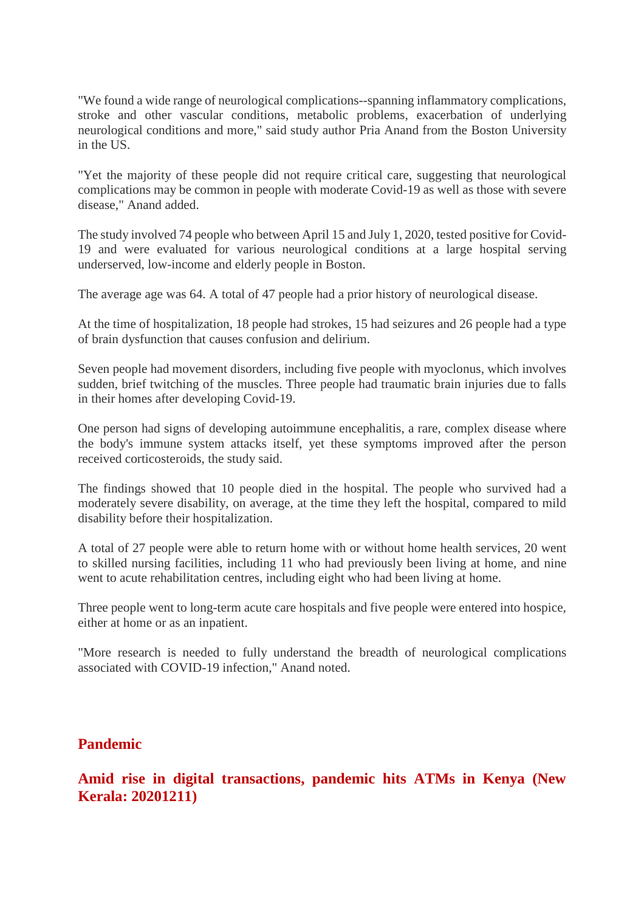"We found a wide range of neurological complications--spanning inflammatory complications, stroke and other vascular conditions, metabolic problems, exacerbation of underlying neurological conditions and more," said study author Pria Anand from the Boston University in the US.

"Yet the majority of these people did not require critical care, suggesting that neurological complications may be common in people with moderate Covid-19 as well as those with severe disease," Anand added.

The study involved 74 people who between April 15 and July 1, 2020, tested positive for Covid-19 and were evaluated for various neurological conditions at a large hospital serving underserved, low-income and elderly people in Boston.

The average age was 64. A total of 47 people had a prior history of neurological disease.

At the time of hospitalization, 18 people had strokes, 15 had seizures and 26 people had a type of brain dysfunction that causes confusion and delirium.

Seven people had movement disorders, including five people with myoclonus, which involves sudden, brief twitching of the muscles. Three people had traumatic brain injuries due to falls in their homes after developing Covid-19.

One person had signs of developing autoimmune encephalitis, a rare, complex disease where the body's immune system attacks itself, yet these symptoms improved after the person received corticosteroids, the study said.

The findings showed that 10 people died in the hospital. The people who survived had a moderately severe disability, on average, at the time they left the hospital, compared to mild disability before their hospitalization.

A total of 27 people were able to return home with or without home health services, 20 went to skilled nursing facilities, including 11 who had previously been living at home, and nine went to acute rehabilitation centres, including eight who had been living at home.

Three people went to long-term acute care hospitals and five people were entered into hospice, either at home or as an inpatient.

"More research is needed to fully understand the breadth of neurological complications associated with COVID-19 infection," Anand noted.

## Pandemic

## Amid rise in digital transactions, pandemic hits ATMs in Kenya (New Kerala: 20201211)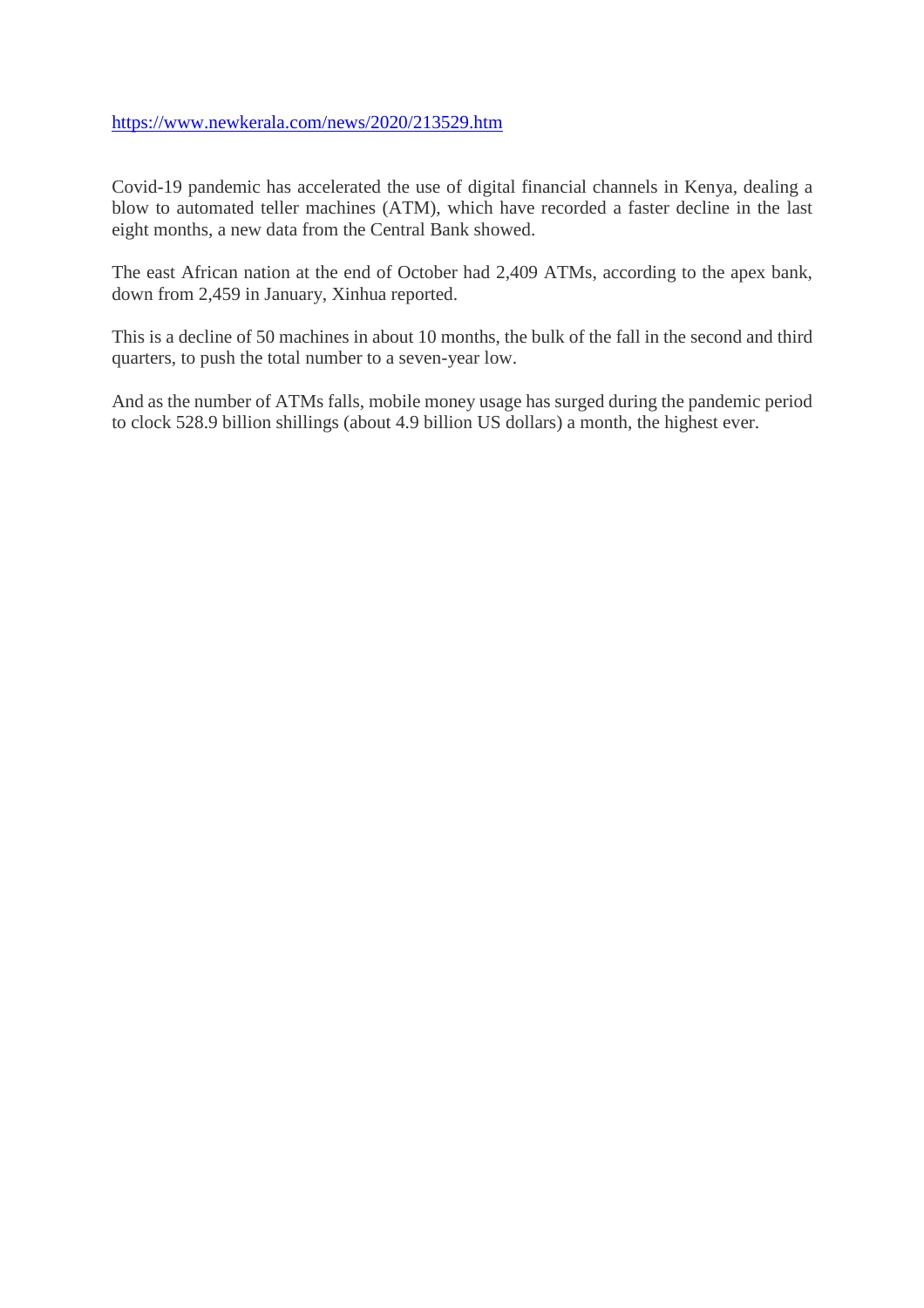https://www.newkerala.com/news/2020/213529.htm

Covid-19 pandemic has accelerated the use of digital financial channels in Kenya, dealing a blow to automated teller machines (ATM), which have recorded a faster decline in the last eight months, a new data from the Central Bank showed.

The east African nation at the end of October had 2,409 ATMs, according to the apex bank, down from 2,459 in January, Xinhua reported.

This is a decline of 50 machines in about 10 months, the bulk of the fall in the second and third quarters, to push the total number to a seven-year low.

And as the number of ATMs falls, mobile money usage has surged during the pandemic period to clock 528.9 billion shillings (about 4.9 billion US dollars) a month, the highest ever.